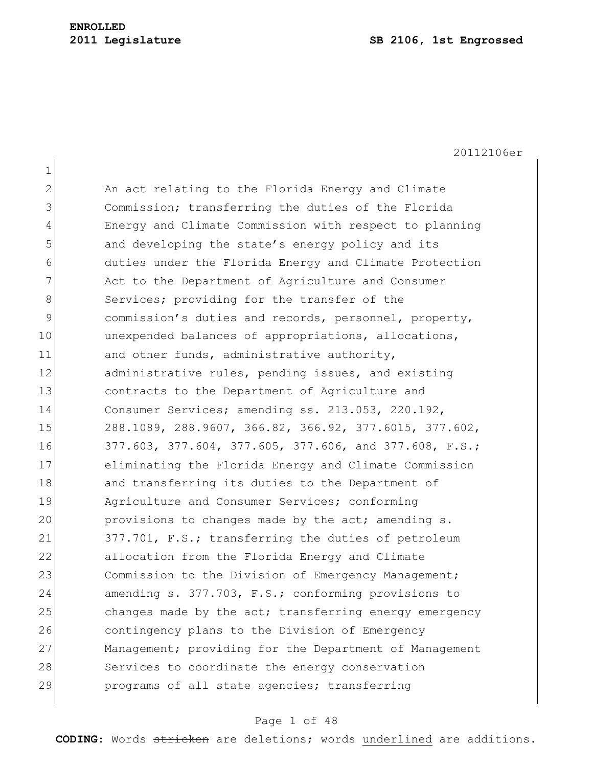**ENROLLED**
**2011 Legislature** **SB 2106, 1st Engrossed**

20112106er

An act relating to the Florida Energy and Climate Commission; transferring the duties of the Florida Energy and Climate Commission with respect to planning and developing the state's energy policy and its duties under the Florida Energy and Climate Protection Act to the Department of Agriculture and Consumer Services; providing for the transfer of the commission's duties and records, personnel, property, unexpended balances of appropriations, allocations, and other funds, administrative authority, administrative rules, pending issues, and existing contracts to the Department of Agriculture and Consumer Services; amending ss. 213.053, 220.192, 288.1089, 288.9607, 366.82, 366.92, 377.6015, 377.602, 377.603, 377.604, 377.605, 377.606, and 377.608, F.S.; eliminating the Florida Energy and Climate Commission and transferring its duties to the Department of Agriculture and Consumer Services; conforming provisions to changes made by the act; amending s. 377.701, F.S.; transferring the duties of petroleum allocation from the Florida Energy and Climate Commission to the Division of Emergency Management; amending s. 377.703, F.S.; conforming provisions to changes made by the act; transferring energy emergency contingency plans to the Division of Emergency Management; providing for the Department of Management Services to coordinate the energy conservation programs of all state agencies; transferring

**CODING:** Words ~~stricken~~ are deletions; words underlined are additions.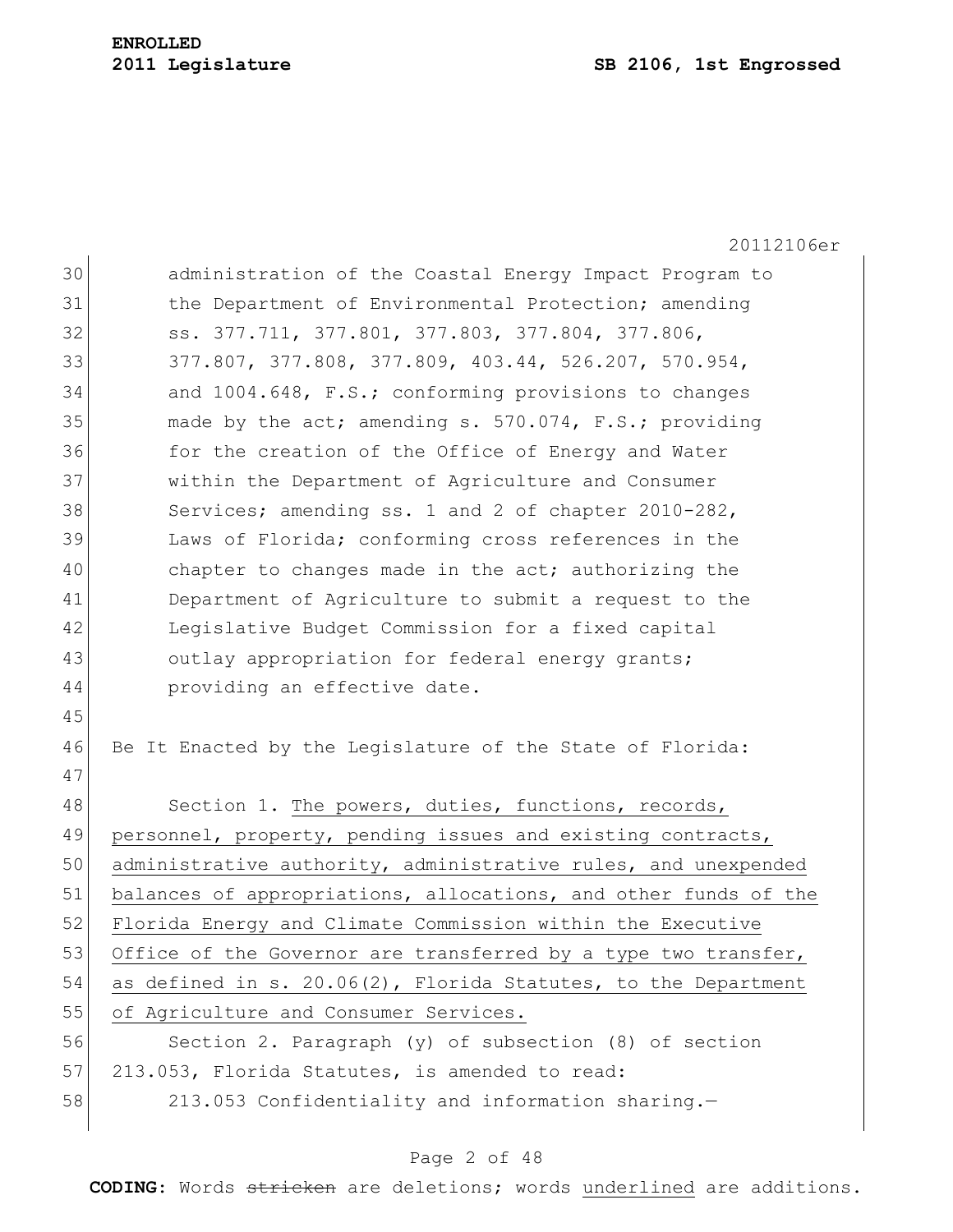administration of the Coastal Energy Impact Program to the Department of Environmental Protection; amending ss. 377.711, 377.801, 377.803, 377.804, 377.806, 377.807, 377.808, 377.809, 403.44, 526.207, 570.954, and 1004.648, F.S.; conforming provisions to changes made by the act; amending s. 570.074, F.S.; providing for the creation of the Office of Energy and Water within the Department of Agriculture and Consumer Services; amending ss. 1 and 2 of chapter 2010-282, Laws of Florida; conforming cross references in the chapter to changes made in the act; authorizing the Department of Agriculture to submit a request to the Legislative Budget Commission for a fixed capital outlay appropriation for federal energy grants; providing an effective date.

Be It Enacted by the Legislature of the State of Florida:

Section 1. <u>The powers, duties, functions, records, personnel, property, pending issues and existing contracts, administrative authority, administrative rules, and unexpended balances of appropriations, allocations, and other funds of the Florida Energy and Climate Commission within the Executive Office of the Governor are transferred by a type two transfer, as defined in s. 20.06(2), Florida Statutes, to the Department of Agriculture and Consumer Services.</u>

Section 2. Paragraph (y) of subsection (8) of section 213.053, Florida Statutes, is amended to read:

213.053 Confidentiality and information sharing.—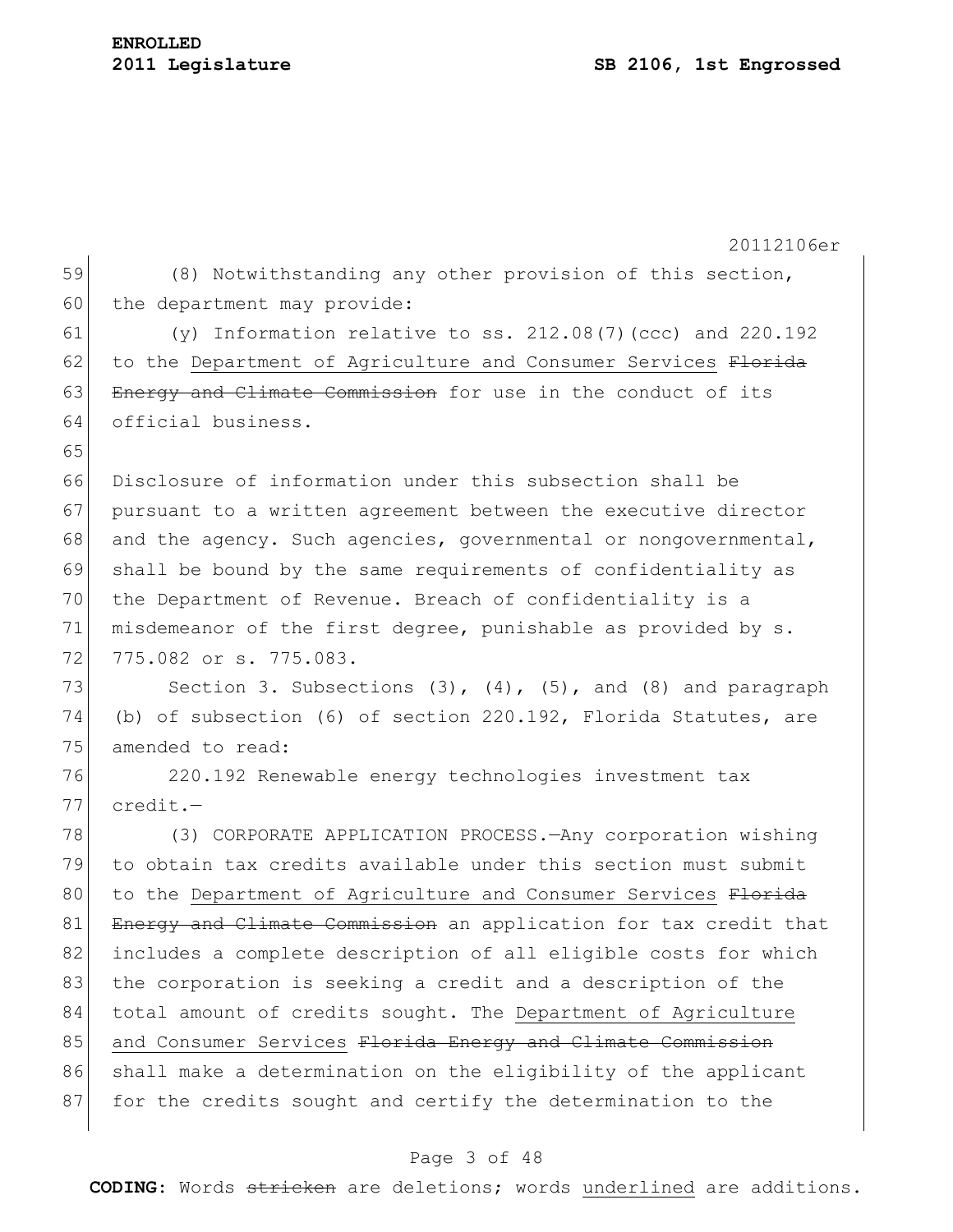(8) Notwithstanding any other provision of this section, the department may provide:

(y) Information relative to ss. 212.08(7)(ccc) and 220.192 to the <u>Department of Agriculture and Consumer Services</u> ~~Florida Energy and Climate Commission~~ for use in the conduct of its official business.

Disclosure of information under this subsection shall be pursuant to a written agreement between the executive director and the agency. Such agencies, governmental or nongovernmental, shall be bound by the same requirements of confidentiality as the Department of Revenue. Breach of confidentiality is a misdemeanor of the first degree, punishable as provided by s. 775.082 or s. 775.083.

Section 3. Subsections (3), (4), (5), and (8) and paragraph (b) of subsection (6) of section 220.192, Florida Statutes, are amended to read:

220.192 Renewable energy technologies investment tax credit.—

(3) CORPORATE APPLICATION PROCESS.—Any corporation wishing to obtain tax credits available under this section must submit to the <u>Department of Agriculture and Consumer Services</u> ~~Florida Energy and Climate Commission~~ an application for tax credit that includes a complete description of all eligible costs for which the corporation is seeking a credit and a description of the total amount of credits sought. The <u>Department of Agriculture and Consumer Services</u> ~~Florida Energy and Climate Commission~~ shall make a determination on the eligibility of the applicant for the credits sought and certify the determination to the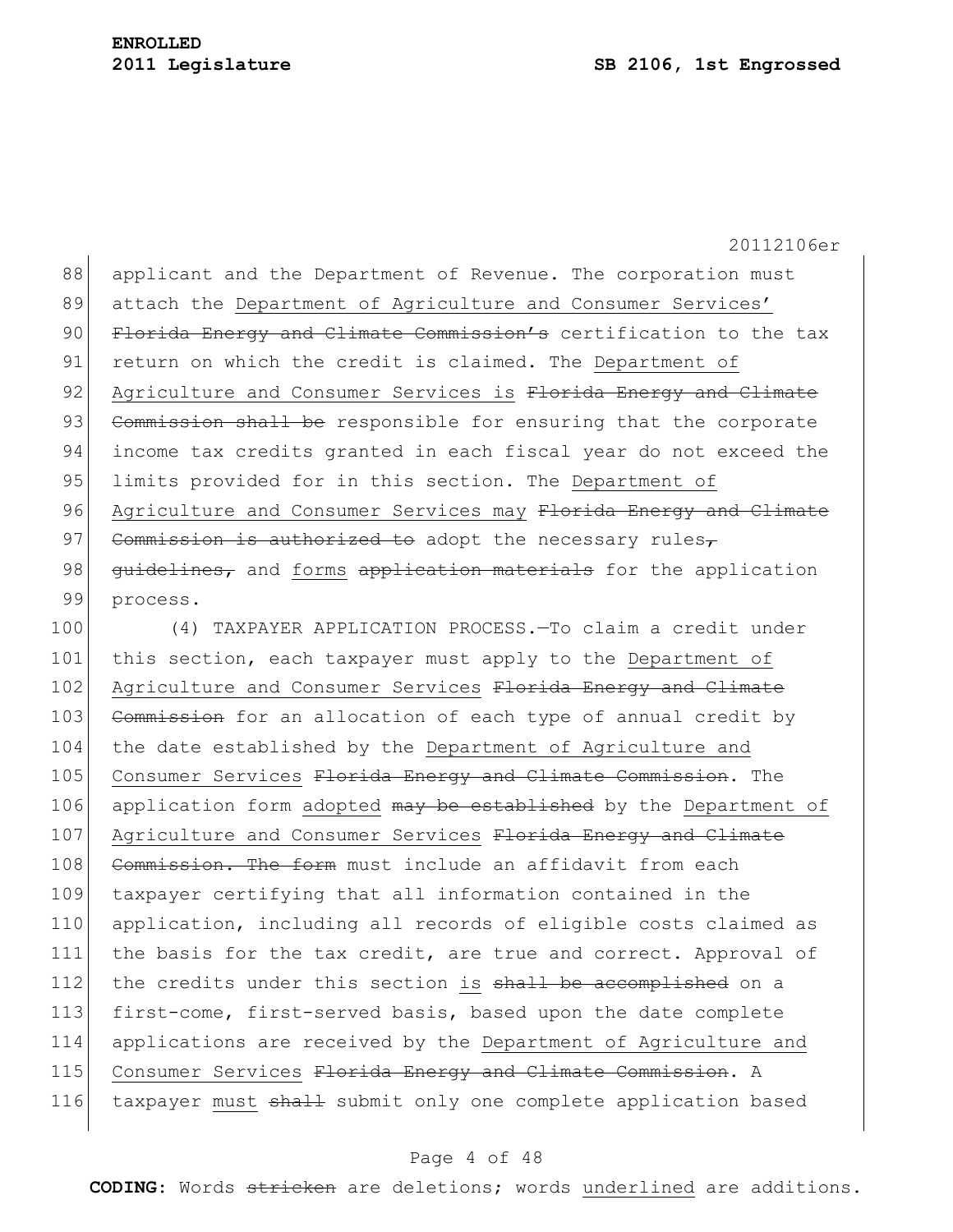applicant and the Department of Revenue. The corporation must attach the Department of Agriculture and Consumer Services' ~~Florida Energy and Climate Commission's~~ certification to the tax return on which the credit is claimed. The Department of Agriculture and Consumer Services is ~~Florida Energy and Climate Commission shall be~~ responsible for ensuring that the corporate income tax credits granted in each fiscal year do not exceed the limits provided for in this section. The Department of Agriculture and Consumer Services may ~~Florida Energy and Climate Commission is authorized to~~ adopt the necessary rules~~,~~ ~~guidelines,~~ and forms ~~application materials~~ for the application process.

(4) TAXPAYER APPLICATION PROCESS.—To claim a credit under this section, each taxpayer must apply to the Department of Agriculture and Consumer Services ~~Florida Energy and Climate Commission~~ for an allocation of each type of annual credit by the date established by the Department of Agriculture and Consumer Services ~~Florida Energy and Climate Commission~~. The application form adopted ~~may be established~~ by the Department of Agriculture and Consumer Services ~~Florida Energy and Climate Commission. The form~~ must include an affidavit from each taxpayer certifying that all information contained in the application, including all records of eligible costs claimed as the basis for the tax credit, are true and correct. Approval of the credits under this section is ~~shall be accomplished~~ on a first-come, first-served basis, based upon the date complete applications are received by the Department of Agriculture and Consumer Services ~~Florida Energy and Climate Commission~~. A taxpayer must ~~shall~~ submit only one complete application based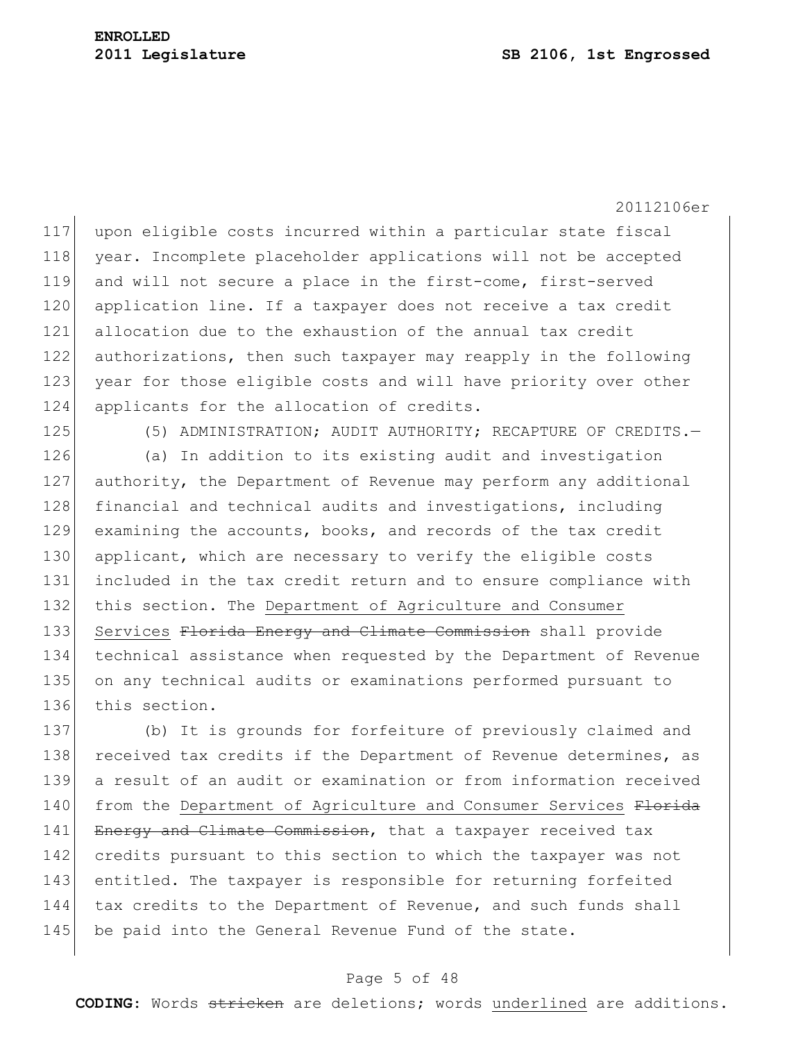upon eligible costs incurred within a particular state fiscal year. Incomplete placeholder applications will not be accepted and will not secure a place in the first-come, first-served application line. If a taxpayer does not receive a tax credit allocation due to the exhaustion of the annual tax credit authorizations, then such taxpayer may reapply in the following year for those eligible costs and will have priority over other applicants for the allocation of credits.

(5) ADMINISTRATION; AUDIT AUTHORITY; RECAPTURE OF CREDITS.—

(a) In addition to its existing audit and investigation authority, the Department of Revenue may perform any additional financial and technical audits and investigations, including examining the accounts, books, and records of the tax credit applicant, which are necessary to verify the eligible costs included in the tax credit return and to ensure compliance with this section. The <u>Department of Agriculture and Consumer Services</u> ~~Florida Energy and Climate Commission~~ shall provide technical assistance when requested by the Department of Revenue on any technical audits or examinations performed pursuant to this section.

(b) It is grounds for forfeiture of previously claimed and received tax credits if the Department of Revenue determines, as a result of an audit or examination or from information received from the <u>Department of Agriculture and Consumer Services</u> ~~Florida Energy and Climate Commission~~, that a taxpayer received tax credits pursuant to this section to which the taxpayer was not entitled. The taxpayer is responsible for returning forfeited tax credits to the Department of Revenue, and such funds shall be paid into the General Revenue Fund of the state.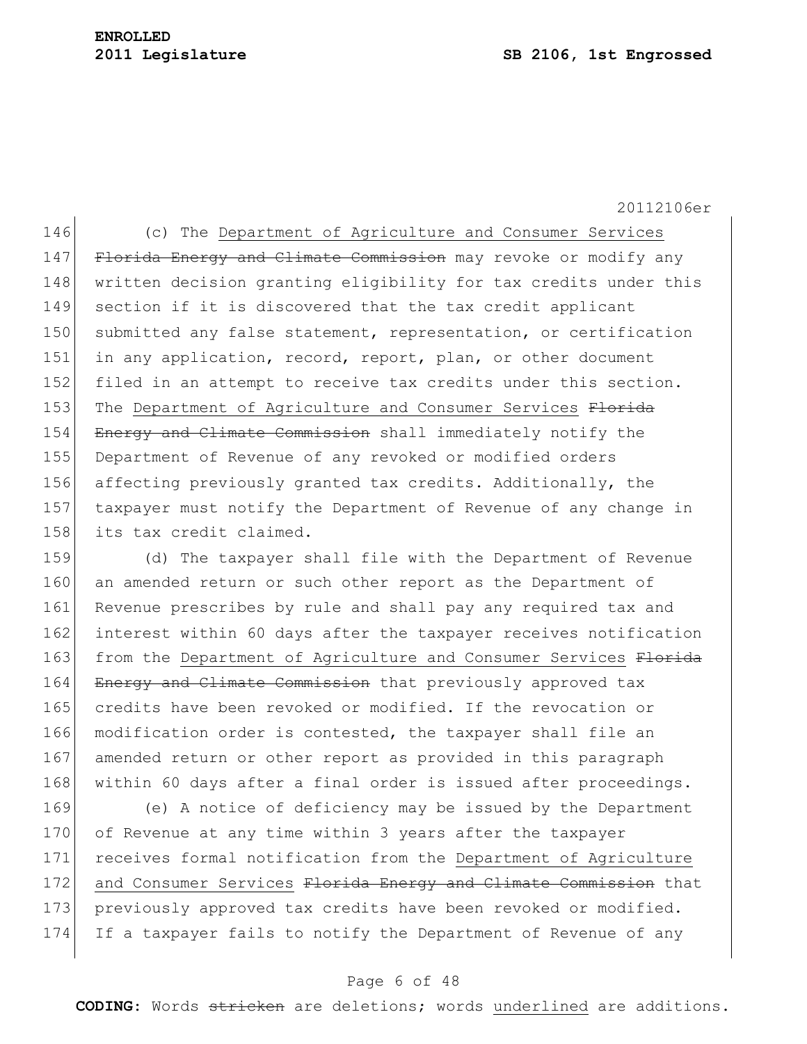(c) The <u>Department of Agriculture and Consumer Services</u> ~~Florida Energy and Climate Commission~~ may revoke or modify any written decision granting eligibility for tax credits under this section if it is discovered that the tax credit applicant submitted any false statement, representation, or certification in any application, record, report, plan, or other document filed in an attempt to receive tax credits under this section. The <u>Department of Agriculture and Consumer Services</u> ~~Florida Energy and Climate Commission~~ shall immediately notify the Department of Revenue of any revoked or modified orders affecting previously granted tax credits. Additionally, the taxpayer must notify the Department of Revenue of any change in its tax credit claimed.

(d) The taxpayer shall file with the Department of Revenue an amended return or such other report as the Department of Revenue prescribes by rule and shall pay any required tax and interest within 60 days after the taxpayer receives notification from the <u>Department of Agriculture and Consumer Services</u> ~~Florida Energy and Climate Commission~~ that previously approved tax credits have been revoked or modified. If the revocation or modification order is contested, the taxpayer shall file an amended return or other report as provided in this paragraph within 60 days after a final order is issued after proceedings.

(e) A notice of deficiency may be issued by the Department of Revenue at any time within 3 years after the taxpayer receives formal notification from the <u>Department of Agriculture and Consumer Services</u> ~~Florida Energy and Climate Commission~~ that previously approved tax credits have been revoked or modified. If a taxpayer fails to notify the Department of Revenue of any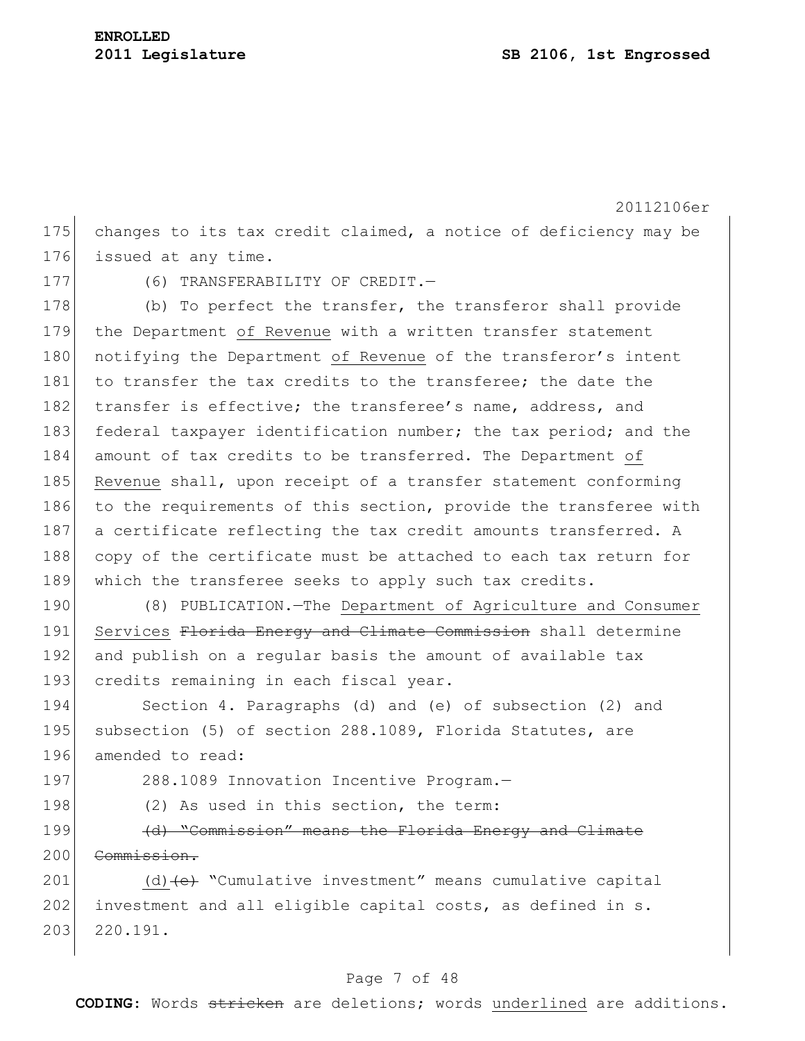changes to its tax credit claimed, a notice of deficiency may be issued at any time.

(6) TRANSFERABILITY OF CREDIT.—

(b) To perfect the transfer, the transferor shall provide the Department <u>of Revenue</u> with a written transfer statement notifying the Department <u>of Revenue</u> of the transferor's intent to transfer the tax credits to the transferee; the date the transfer is effective; the transferee's name, address, and federal taxpayer identification number; the tax period; and the amount of tax credits to be transferred. The Department <u>of Revenue</u> shall, upon receipt of a transfer statement conforming to the requirements of this section, provide the transferee with a certificate reflecting the tax credit amounts transferred. A copy of the certificate must be attached to each tax return for which the transferee seeks to apply such tax credits.

(8) PUBLICATION.—The <u>Department of Agriculture and Consumer Services</u> ~~Florida Energy and Climate Commission~~ shall determine and publish on a regular basis the amount of available tax credits remaining in each fiscal year.

Section 4. Paragraphs (d) and (e) of subsection (2) and subsection (5) of section 288.1089, Florida Statutes, are amended to read:

288.1089 Innovation Incentive Program.—

(2) As used in this section, the term:

~~(d) "Commission" means the Florida Energy and Climate Commission.~~

<u>(d)</u>~~(e)~~ "Cumulative investment" means cumulative capital investment and all eligible capital costs, as defined in s. 220.191.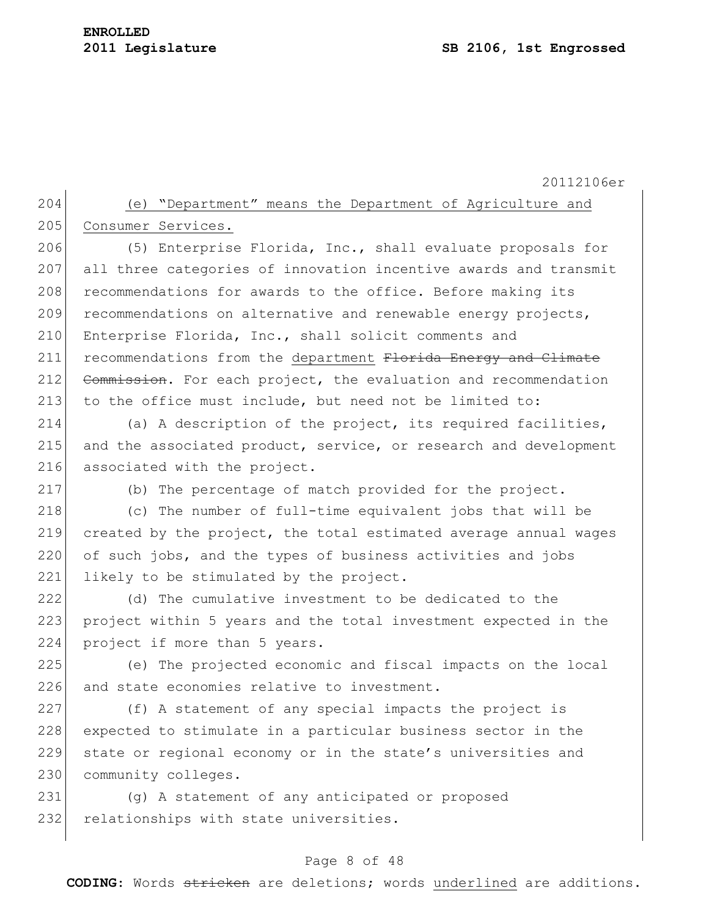(e) "Department" means the Department of Agriculture and Consumer Services.

(5) Enterprise Florida, Inc., shall evaluate proposals for all three categories of innovation incentive awards and transmit recommendations for awards to the office. Before making its recommendations on alternative and renewable energy projects, Enterprise Florida, Inc., shall solicit comments and recommendations from the department ~~Florida Energy and Climate Commission~~. For each project, the evaluation and recommendation to the office must include, but need not be limited to:

(a) A description of the project, its required facilities, and the associated product, service, or research and development associated with the project.

(b) The percentage of match provided for the project.

(c) The number of full-time equivalent jobs that will be created by the project, the total estimated average annual wages of such jobs, and the types of business activities and jobs likely to be stimulated by the project.

(d) The cumulative investment to be dedicated to the project within 5 years and the total investment expected in the project if more than 5 years.

(e) The projected economic and fiscal impacts on the local and state economies relative to investment.

(f) A statement of any special impacts the project is expected to stimulate in a particular business sector in the state or regional economy or in the state's universities and community colleges.

(g) A statement of any anticipated or proposed relationships with state universities.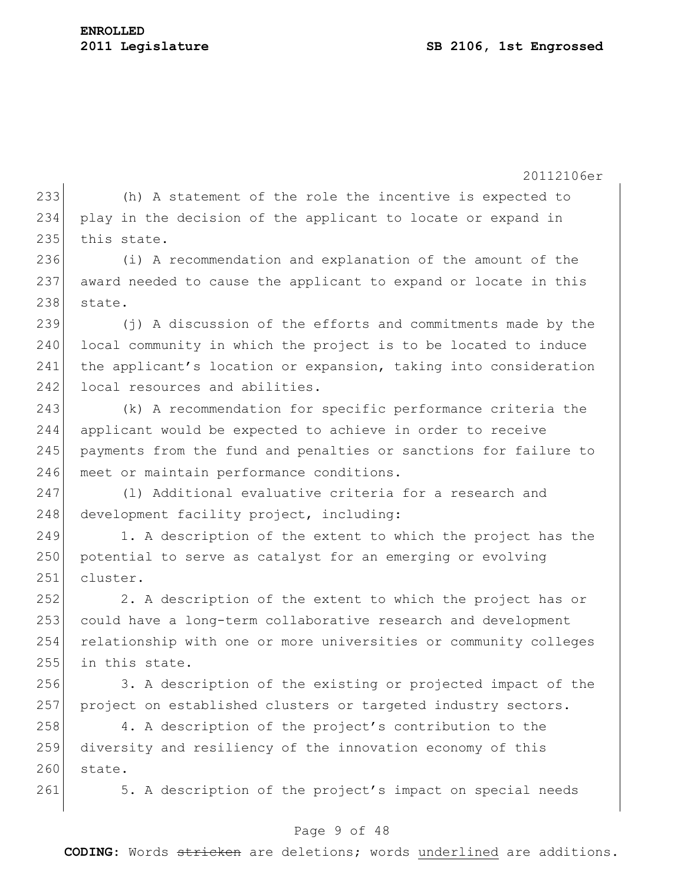(h) A statement of the role the incentive is expected to play in the decision of the applicant to locate or expand in this state.

(i) A recommendation and explanation of the amount of the award needed to cause the applicant to expand or locate in this state.

(j) A discussion of the efforts and commitments made by the local community in which the project is to be located to induce the applicant's location or expansion, taking into consideration local resources and abilities.

(k) A recommendation for specific performance criteria the applicant would be expected to achieve in order to receive payments from the fund and penalties or sanctions for failure to meet or maintain performance conditions.

(l) Additional evaluative criteria for a research and development facility project, including:

1. A description of the extent to which the project has the potential to serve as catalyst for an emerging or evolving cluster.

2. A description of the extent to which the project has or could have a long-term collaborative research and development relationship with one or more universities or community colleges in this state.

3. A description of the existing or projected impact of the project on established clusters or targeted industry sectors.

4. A description of the project's contribution to the diversity and resiliency of the innovation economy of this state.

5. A description of the project's impact on special needs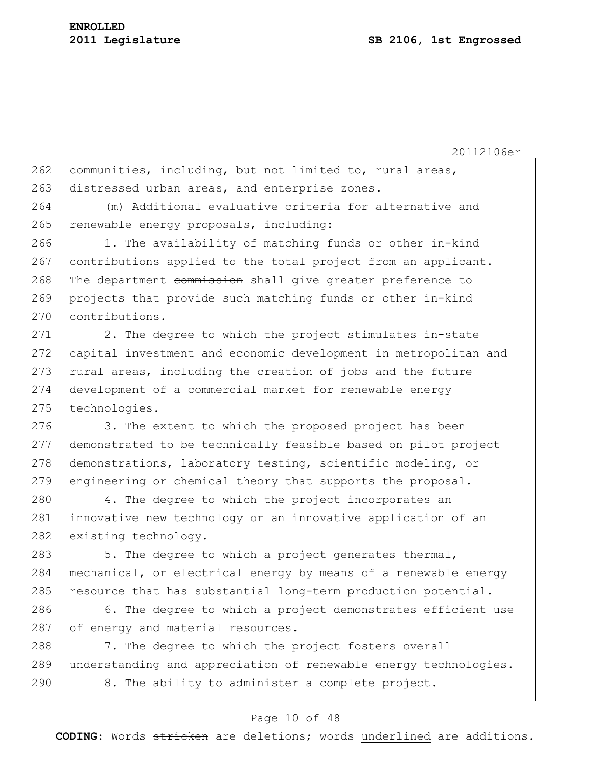communities, including, but not limited to, rural areas, distressed urban areas, and enterprise zones.

(m) Additional evaluative criteria for alternative and renewable energy proposals, including:

1. The availability of matching funds or other in-kind contributions applied to the total project from an applicant. The department ~~commission~~ shall give greater preference to projects that provide such matching funds or other in-kind contributions.

2. The degree to which the project stimulates in-state capital investment and economic development in metropolitan and rural areas, including the creation of jobs and the future development of a commercial market for renewable energy technologies.

3. The extent to which the proposed project has been demonstrated to be technically feasible based on pilot project demonstrations, laboratory testing, scientific modeling, or engineering or chemical theory that supports the proposal.

4. The degree to which the project incorporates an innovative new technology or an innovative application of an existing technology.

5. The degree to which a project generates thermal, mechanical, or electrical energy by means of a renewable energy resource that has substantial long-term production potential.

6. The degree to which a project demonstrates efficient use of energy and material resources.

7. The degree to which the project fosters overall understanding and appreciation of renewable energy technologies.

8. The ability to administer a complete project.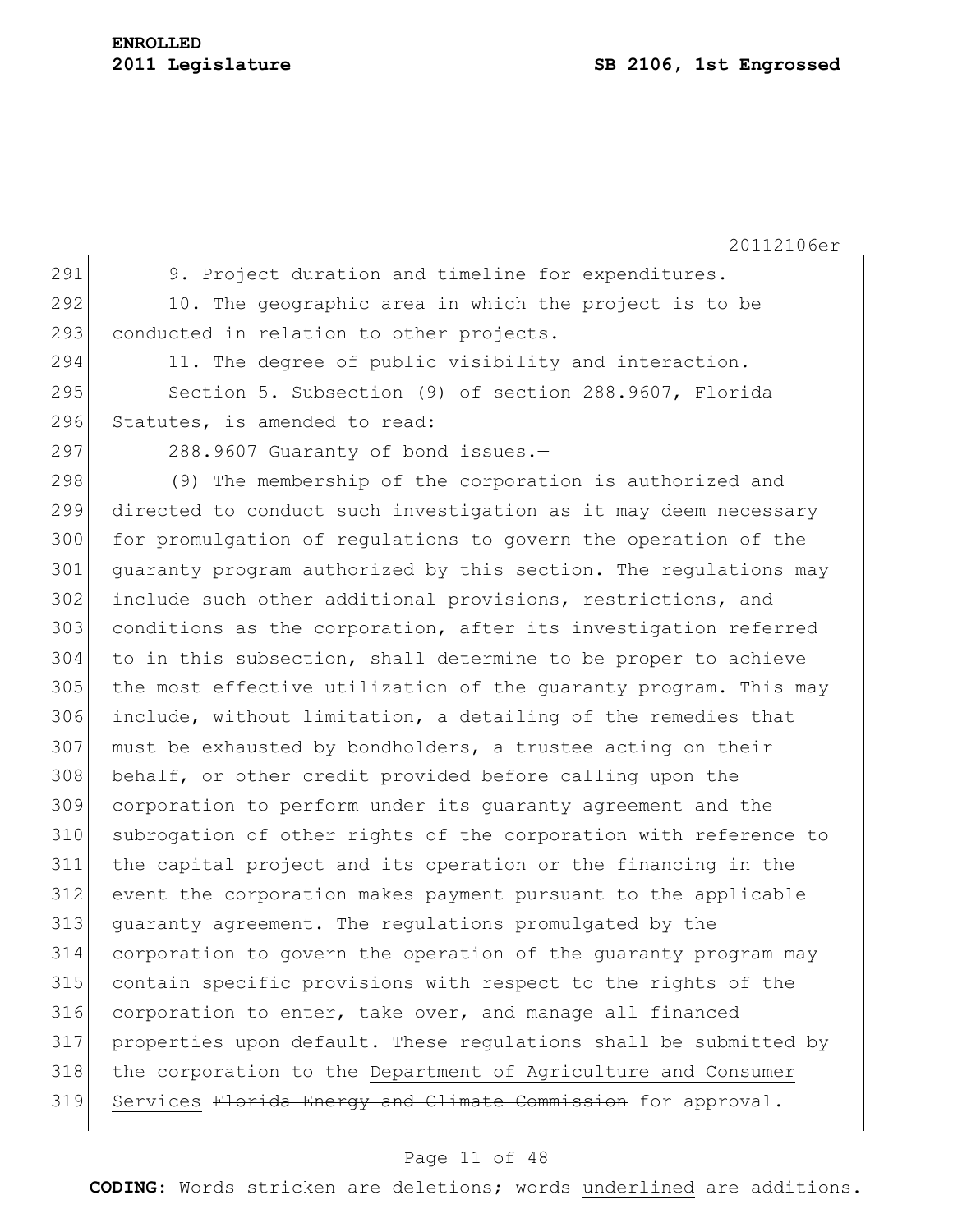9. Project duration and timeline for expenditures.

10. The geographic area in which the project is to be conducted in relation to other projects.

11. The degree of public visibility and interaction.

Section 5. Subsection (9) of section 288.9607, Florida Statutes, is amended to read:

288.9607 Guaranty of bond issues.—

(9) The membership of the corporation is authorized and directed to conduct such investigation as it may deem necessary for promulgation of regulations to govern the operation of the guaranty program authorized by this section. The regulations may include such other additional provisions, restrictions, and conditions as the corporation, after its investigation referred to in this subsection, shall determine to be proper to achieve the most effective utilization of the guaranty program. This may include, without limitation, a detailing of the remedies that must be exhausted by bondholders, a trustee acting on their behalf, or other credit provided before calling upon the corporation to perform under its guaranty agreement and the subrogation of other rights of the corporation with reference to the capital project and its operation or the financing in the event the corporation makes payment pursuant to the applicable guaranty agreement. The regulations promulgated by the corporation to govern the operation of the guaranty program may contain specific provisions with respect to the rights of the corporation to enter, take over, and manage all financed properties upon default. These regulations shall be submitted by the corporation to the <u>Department of Agriculture and Consumer Services</u> ~~Florida Energy and Climate Commission~~ for approval.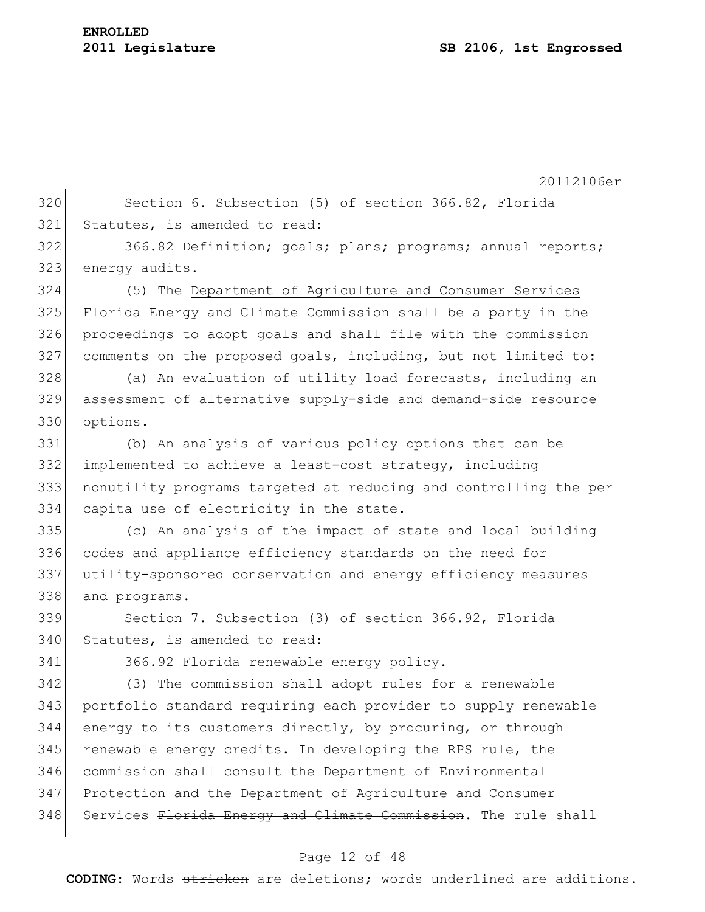Section 6. Subsection (5) of section 366.82, Florida Statutes, is amended to read:

366.82 Definition; goals; plans; programs; annual reports; energy audits.—

(5) The Department of Agriculture and Consumer Services ~~Florida Energy and Climate Commission~~ shall be a party in the proceedings to adopt goals and shall file with the commission comments on the proposed goals, including, but not limited to:

(a) An evaluation of utility load forecasts, including an assessment of alternative supply-side and demand-side resource options.

(b) An analysis of various policy options that can be implemented to achieve a least-cost strategy, including nonutility programs targeted at reducing and controlling the per capita use of electricity in the state.

(c) An analysis of the impact of state and local building codes and appliance efficiency standards on the need for utility-sponsored conservation and energy efficiency measures and programs.

Section 7. Subsection (3) of section 366.92, Florida Statutes, is amended to read:

366.92 Florida renewable energy policy.—

(3) The commission shall adopt rules for a renewable portfolio standard requiring each provider to supply renewable energy to its customers directly, by procuring, or through renewable energy credits. In developing the RPS rule, the commission shall consult the Department of Environmental Protection and the Department of Agriculture and Consumer Services ~~Florida Energy and Climate Commission~~. The rule shall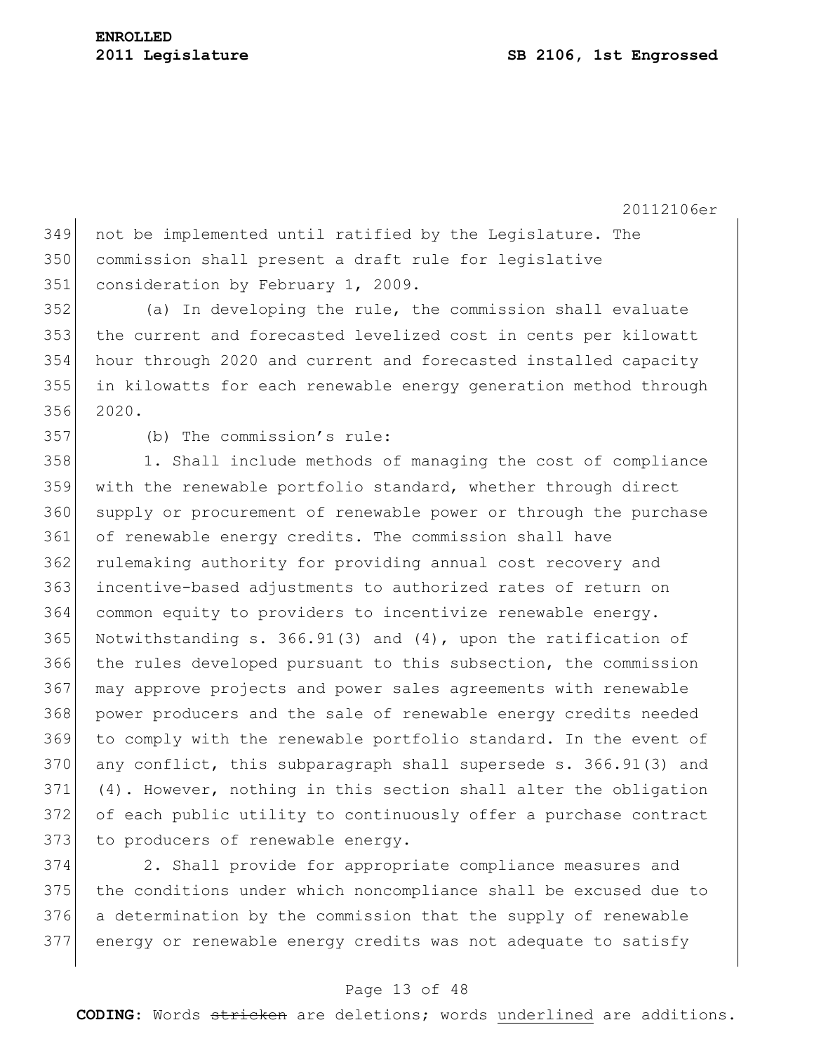not be implemented until ratified by the Legislature. The commission shall present a draft rule for legislative consideration by February 1, 2009.

(a) In developing the rule, the commission shall evaluate the current and forecasted levelized cost in cents per kilowatt hour through 2020 and current and forecasted installed capacity in kilowatts for each renewable energy generation method through 2020.

(b) The commission's rule:

1. Shall include methods of managing the cost of compliance with the renewable portfolio standard, whether through direct supply or procurement of renewable power or through the purchase of renewable energy credits. The commission shall have rulemaking authority for providing annual cost recovery and incentive-based adjustments to authorized rates of return on common equity to providers to incentivize renewable energy. Notwithstanding s. 366.91(3) and (4), upon the ratification of the rules developed pursuant to this subsection, the commission may approve projects and power sales agreements with renewable power producers and the sale of renewable energy credits needed to comply with the renewable portfolio standard. In the event of any conflict, this subparagraph shall supersede s. 366.91(3) and (4). However, nothing in this section shall alter the obligation of each public utility to continuously offer a purchase contract to producers of renewable energy.

2. Shall provide for appropriate compliance measures and the conditions under which noncompliance shall be excused due to a determination by the commission that the supply of renewable energy or renewable energy credits was not adequate to satisfy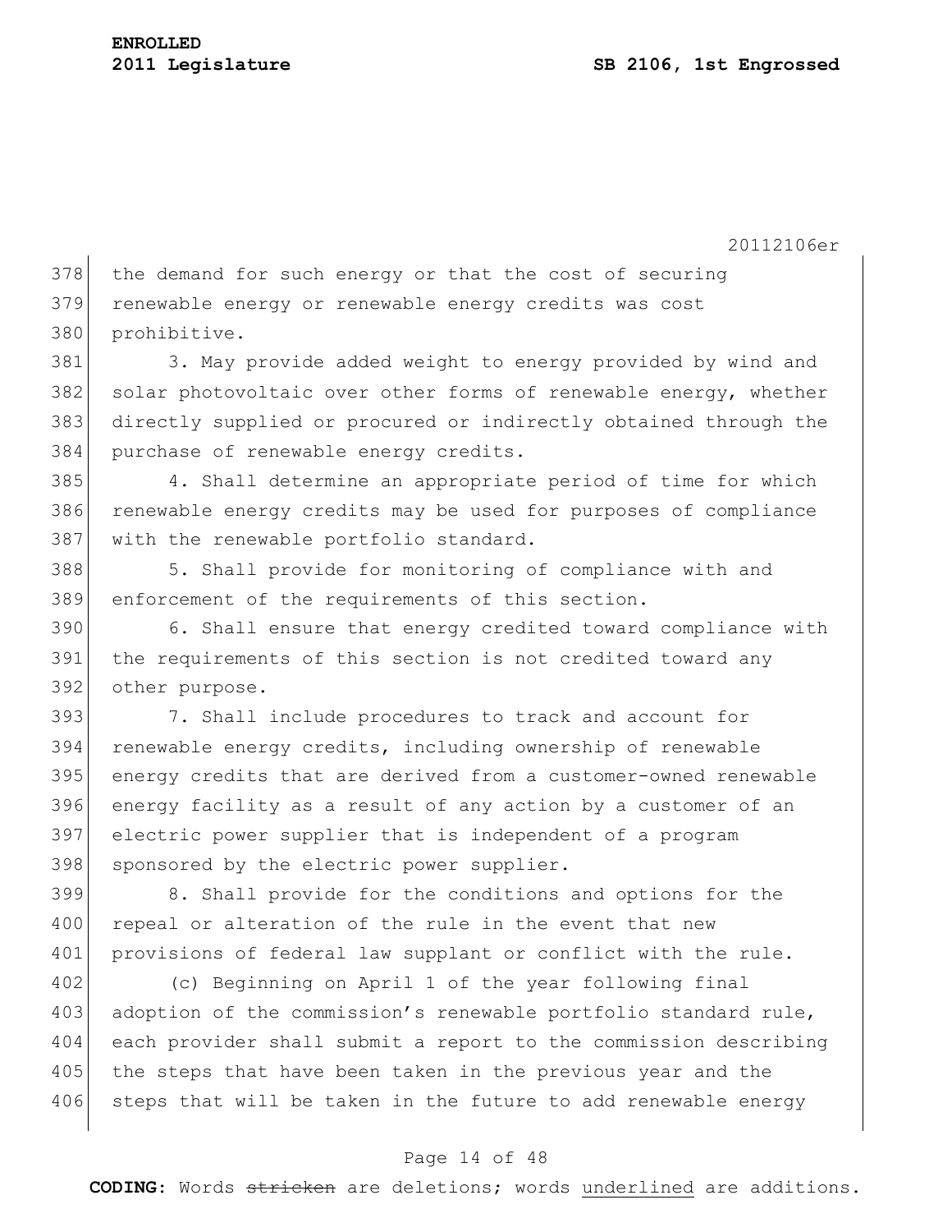the demand for such energy or that the cost of securing renewable energy or renewable energy credits was cost prohibitive.

3. May provide added weight to energy provided by wind and solar photovoltaic over other forms of renewable energy, whether directly supplied or procured or indirectly obtained through the purchase of renewable energy credits.

4. Shall determine an appropriate period of time for which renewable energy credits may be used for purposes of compliance with the renewable portfolio standard.

5. Shall provide for monitoring of compliance with and enforcement of the requirements of this section.

6. Shall ensure that energy credited toward compliance with the requirements of this section is not credited toward any other purpose.

7. Shall include procedures to track and account for renewable energy credits, including ownership of renewable energy credits that are derived from a customer-owned renewable energy facility as a result of any action by a customer of an electric power supplier that is independent of a program sponsored by the electric power supplier.

8. Shall provide for the conditions and options for the repeal or alteration of the rule in the event that new provisions of federal law supplant or conflict with the rule.

(c) Beginning on April 1 of the year following final adoption of the commission's renewable portfolio standard rule, each provider shall submit a report to the commission describing the steps that have been taken in the previous year and the steps that will be taken in the future to add renewable energy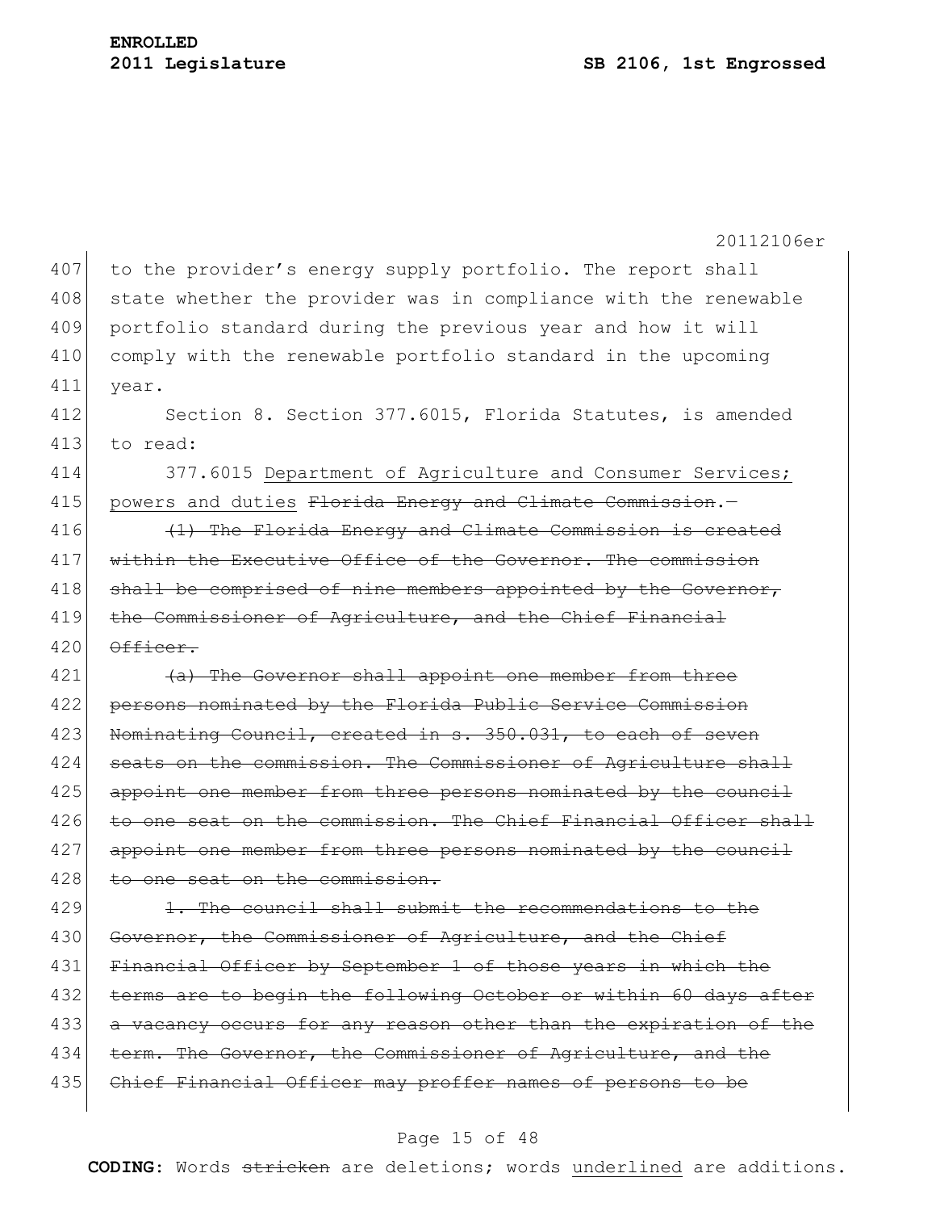to the provider's energy supply portfolio. The report shall state whether the provider was in compliance with the renewable portfolio standard during the previous year and how it will comply with the renewable portfolio standard in the upcoming year.

Section 8. Section 377.6015, Florida Statutes, is amended to read:

377.6015 <u>Department of Agriculture and Consumer Services; powers and duties</u> ~~Florida Energy and Climate Commission~~.—

~~(1) The Florida Energy and Climate Commission is created within the Executive Office of the Governor. The commission shall be comprised of nine members appointed by the Governor, the Commissioner of Agriculture, and the Chief Financial Officer.~~

~~(a) The Governor shall appoint one member from three persons nominated by the Florida Public Service Commission Nominating Council, created in s. 350.031, to each of seven seats on the commission. The Commissioner of Agriculture shall appoint one member from three persons nominated by the council to one seat on the commission. The Chief Financial Officer shall appoint one member from three persons nominated by the council to one seat on the commission.~~

~~1. The council shall submit the recommendations to the Governor, the Commissioner of Agriculture, and the Chief Financial Officer by September 1 of those years in which the terms are to begin the following October or within 60 days after a vacancy occurs for any reason other than the expiration of the term. The Governor, the Commissioner of Agriculture, and the Chief Financial Officer may proffer names of persons to be~~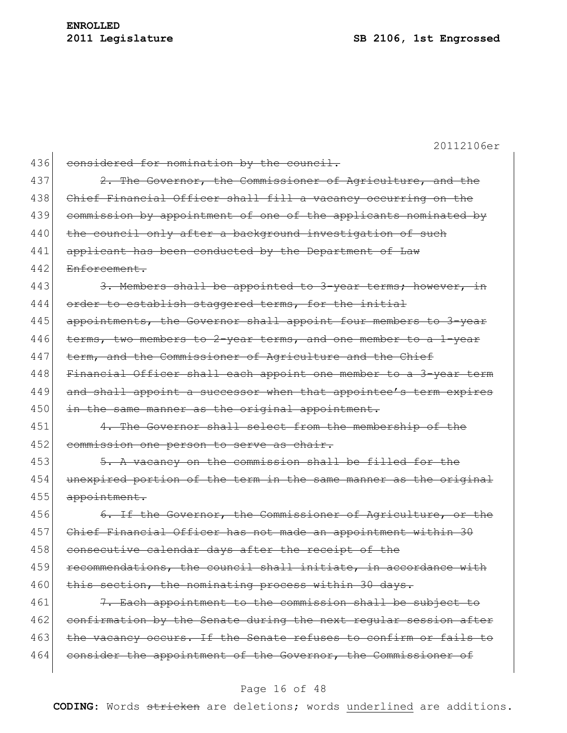~~considered for nomination by the council.~~

~~2. The Governor, the Commissioner of Agriculture, and the Chief Financial Officer shall fill a vacancy occurring on the commission by appointment of one of the applicants nominated by the council only after a background investigation of such applicant has been conducted by the Department of Law Enforcement.~~

~~3. Members shall be appointed to 3-year terms; however, in order to establish staggered terms, for the initial appointments, the Governor shall appoint four members to 3-year terms, two members to 2-year terms, and one member to a 1-year term, and the Commissioner of Agriculture and the Chief Financial Officer shall each appoint one member to a 3-year term and shall appoint a successor when that appointee's term expires in the same manner as the original appointment.~~

~~4. The Governor shall select from the membership of the commission one person to serve as chair.~~

~~5. A vacancy on the commission shall be filled for the unexpired portion of the term in the same manner as the original appointment.~~

~~6. If the Governor, the Commissioner of Agriculture, or the Chief Financial Officer has not made an appointment within 30 consecutive calendar days after the receipt of the recommendations, the council shall initiate, in accordance with this section, the nominating process within 30 days.~~

~~7. Each appointment to the commission shall be subject to confirmation by the Senate during the next regular session after the vacancy occurs. If the Senate refuses to confirm or fails to consider the appointment of the Governor, the Commissioner of~~

**CODING:** Words ~~stricken~~ are deletions; words <u>underlined</u> are additions.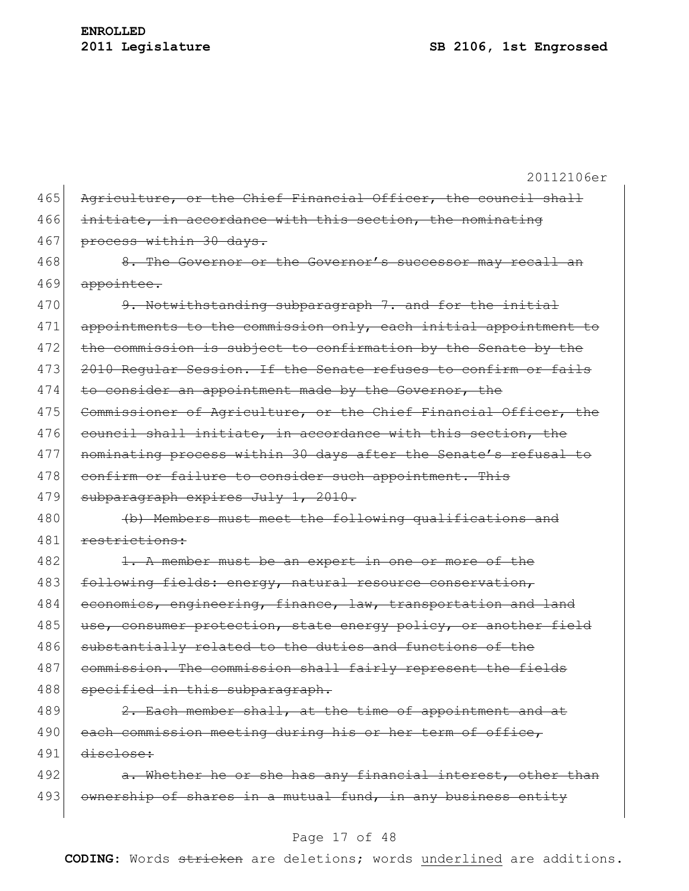465 ~~Agriculture, or the Chief Financial Officer, the council shall~~
466 ~~initiate, in accordance with this section, the nominating~~
467 ~~process within 30 days.~~

468 ~~8. The Governor or the Governor's successor may recall an~~
469 ~~appointee.~~

470 ~~9. Notwithstanding subparagraph 7. and for the initial~~
471 ~~appointments to the commission only, each initial appointment to~~
472 ~~the commission is subject to confirmation by the Senate by the~~
473 ~~2010 Regular Session. If the Senate refuses to confirm or fails~~
474 ~~to consider an appointment made by the Governor, the~~
475 ~~Commissioner of Agriculture, or the Chief Financial Officer, the~~
476 ~~council shall initiate, in accordance with this section, the~~
477 ~~nominating process within 30 days after the Senate's refusal to~~
478 ~~confirm or failure to consider such appointment. This~~
479 ~~subparagraph expires July 1, 2010.~~

480 ~~(b) Members must meet the following qualifications and~~
481 ~~restrictions:~~

482 ~~1. A member must be an expert in one or more of the~~
483 ~~following fields: energy, natural resource conservation,~~
484 ~~economics, engineering, finance, law, transportation and land~~
485 ~~use, consumer protection, state energy policy, or another field~~
486 ~~substantially related to the duties and functions of the~~
487 ~~commission. The commission shall fairly represent the fields~~
488 ~~specified in this subparagraph.~~

489 ~~2. Each member shall, at the time of appointment and at~~
490 ~~each commission meeting during his or her term of office,~~
491 ~~disclose:~~

492 ~~a. Whether he or she has any financial interest, other than~~
493 ~~ownership of shares in a mutual fund, in any business entity~~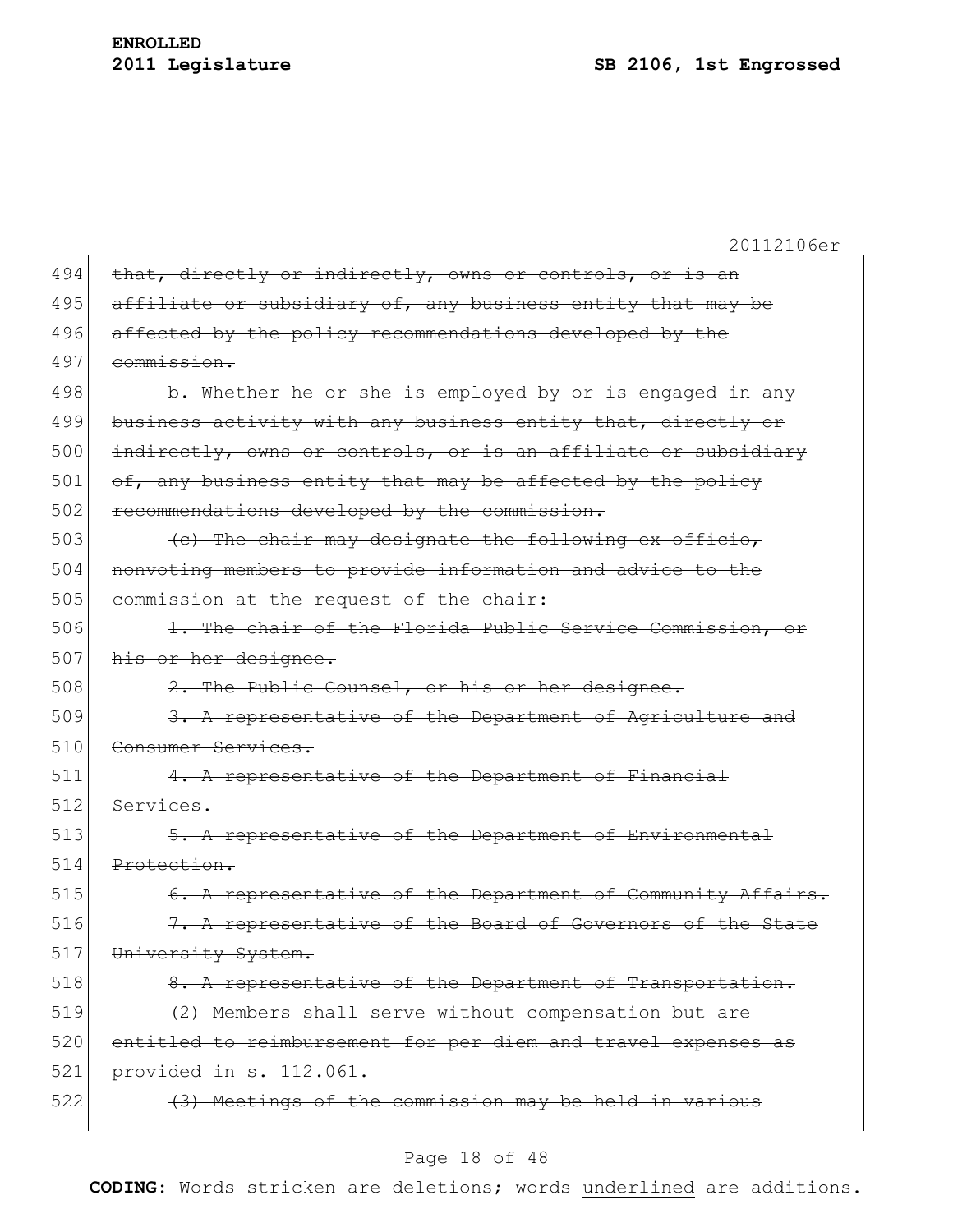494 ~~that, directly or indirectly, owns or controls, or is an~~
495 ~~affiliate or subsidiary of, any business entity that may be~~
496 ~~affected by the policy recommendations developed by the~~
497 ~~commission.~~

498 ~~b. Whether he or she is employed by or is engaged in any~~
499 ~~business activity with any business entity that, directly or~~
500 ~~indirectly, owns or controls, or is an affiliate or subsidiary~~
501 ~~of, any business entity that may be affected by the policy~~
502 ~~recommendations developed by the commission.~~

503 ~~(c) The chair may designate the following ex officio,~~
504 ~~nonvoting members to provide information and advice to the~~
505 ~~commission at the request of the chair:~~

506 ~~1. The chair of the Florida Public Service Commission, or~~
507 ~~his or her designee.~~

508 ~~2. The Public Counsel, or his or her designee.~~

509 ~~3. A representative of the Department of Agriculture and~~
510 ~~Consumer Services.~~

511 ~~4. A representative of the Department of Financial~~
512 ~~Services.~~

513 ~~5. A representative of the Department of Environmental~~
514 ~~Protection.~~

515 ~~6. A representative of the Department of Community Affairs.~~

516 ~~7. A representative of the Board of Governors of the State~~
517 ~~University System.~~

518 ~~8. A representative of the Department of Transportation.~~

519 ~~(2) Members shall serve without compensation but are~~
520 ~~entitled to reimbursement for per diem and travel expenses as~~
521 ~~provided in s. 112.061.~~

522 ~~(3) Meetings of the commission may be held in various~~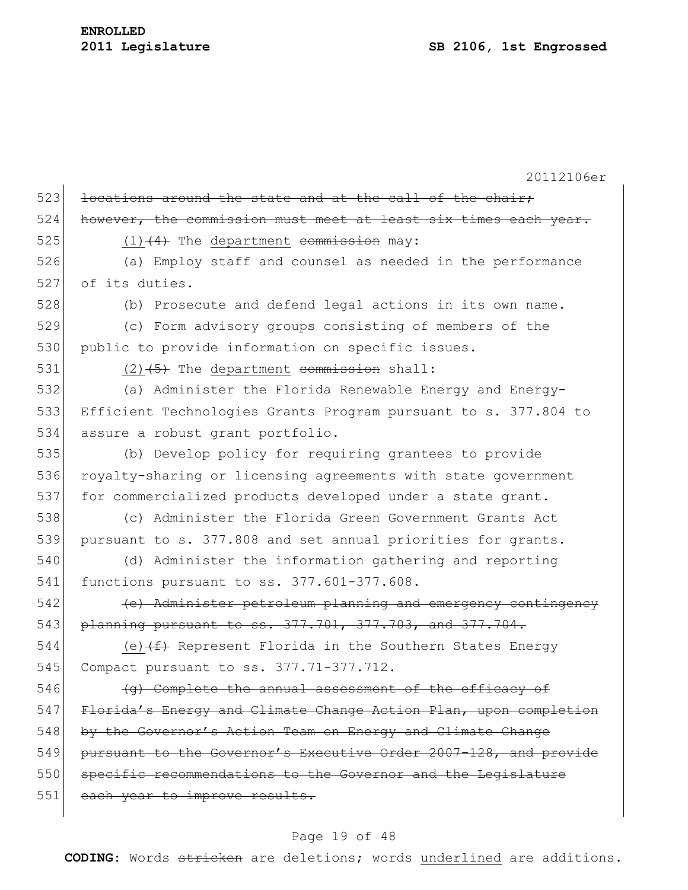~~locations around the state and at the call of the chair; however, the commission must meet at least six times each year.~~

(1) ~~(4)~~ The department ~~commission~~ may:

(a) Employ staff and counsel as needed in the performance of its duties.

(b) Prosecute and defend legal actions in its own name.

(c) Form advisory groups consisting of members of the public to provide information on specific issues.

(2) ~~(5)~~ The department ~~commission~~ shall:

(a) Administer the Florida Renewable Energy and Energy-Efficient Technologies Grants Program pursuant to s. 377.804 to assure a robust grant portfolio.

(b) Develop policy for requiring grantees to provide royalty-sharing or licensing agreements with state government for commercialized products developed under a state grant.

(c) Administer the Florida Green Government Grants Act pursuant to s. 377.808 and set annual priorities for grants.

(d) Administer the information gathering and reporting functions pursuant to ss. 377.601-377.608.

~~(e) Administer petroleum planning and emergency contingency planning pursuant to ss. 377.701, 377.703, and 377.704.~~

(e) ~~(f)~~ Represent Florida in the Southern States Energy Compact pursuant to ss. 377.71-377.712.

~~(g) Complete the annual assessment of the efficacy of Florida's Energy and Climate Change Action Plan, upon completion by the Governor's Action Team on Energy and Climate Change pursuant to the Governor's Executive Order 2007-128, and provide specific recommendations to the Governor and the Legislature each year to improve results.~~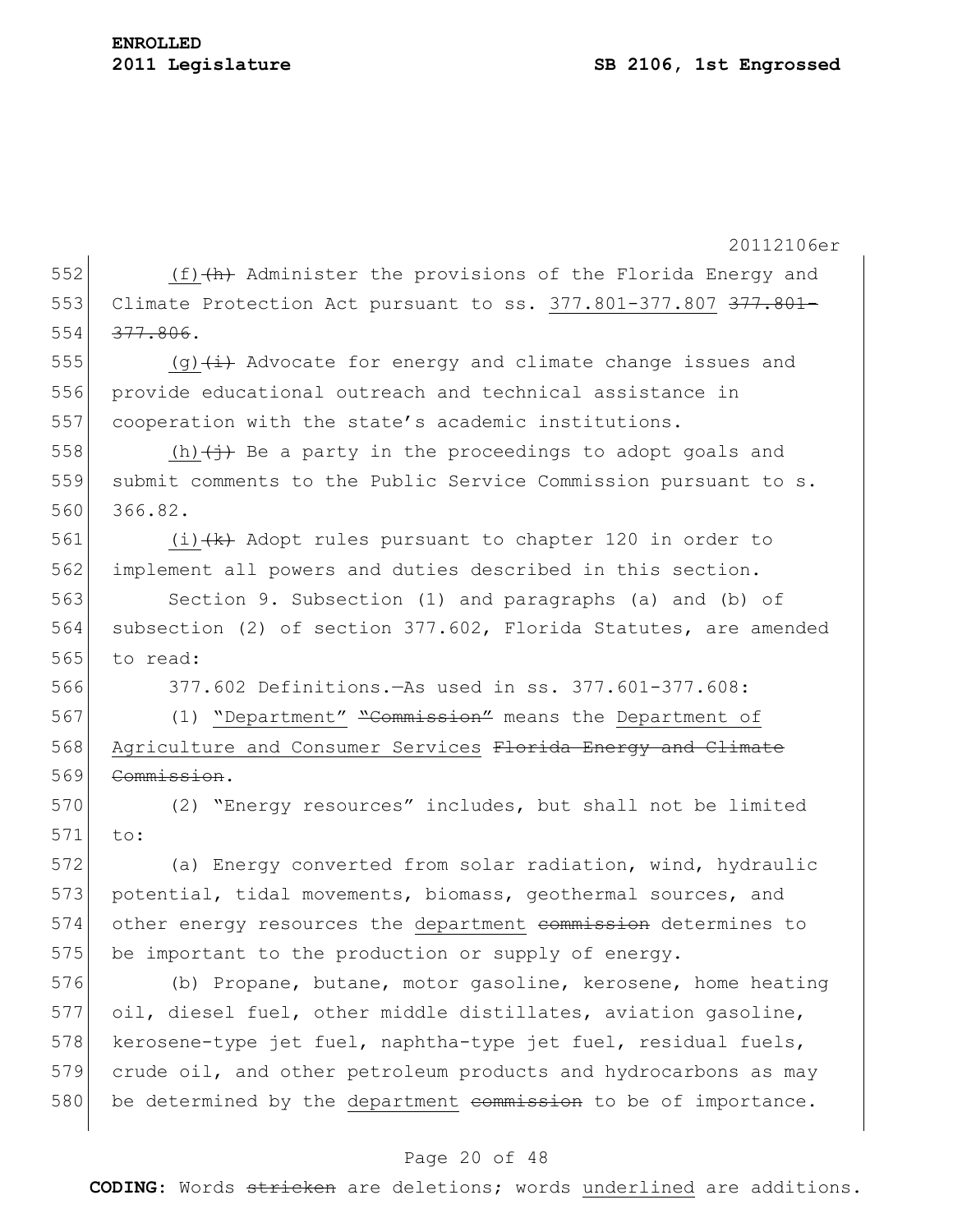ENROLLED
2011 Legislature SB 2106, 1st Engrossed

20112106er

552 (f) ~~(h)~~ Administer the provisions of the Florida Energy and
553 Climate Protection Act pursuant to ss. 377.801-377.807 ~~377.801-~~
554 ~~377.806~~.

555 (g) ~~(i)~~ Advocate for energy and climate change issues and
556 provide educational outreach and technical assistance in
557 cooperation with the state's academic institutions.

558 (h) ~~(j)~~ Be a party in the proceedings to adopt goals and
559 submit comments to the Public Service Commission pursuant to s.
560 366.82.

561 (i) ~~(k)~~ Adopt rules pursuant to chapter 120 in order to
562 implement all powers and duties described in this section.

563 Section 9. Subsection (1) and paragraphs (a) and (b) of
564 subsection (2) of section 377.602, Florida Statutes, are amended
565 to read:

566 377.602 Definitions.—As used in ss. 377.601-377.608:

567 (1) "Department" ~~"Commission"~~ means the Department of
568 Agriculture and Consumer Services ~~Florida Energy and Climate~~
569 ~~Commission~~.

570 (2) "Energy resources" includes, but shall not be limited
571 to:

572 (a) Energy converted from solar radiation, wind, hydraulic
573 potential, tidal movements, biomass, geothermal sources, and
574 other energy resources the department ~~commission~~ determines to
575 be important to the production or supply of energy.

576 (b) Propane, butane, motor gasoline, kerosene, home heating
577 oil, diesel fuel, other middle distillates, aviation gasoline,
578 kerosene-type jet fuel, naphtha-type jet fuel, residual fuels,
579 crude oil, and other petroleum products and hydrocarbons as may
580 be determined by the department ~~commission~~ to be of importance.

**CODING**: Words ~~stricken~~ are deletions; words underlined are additions.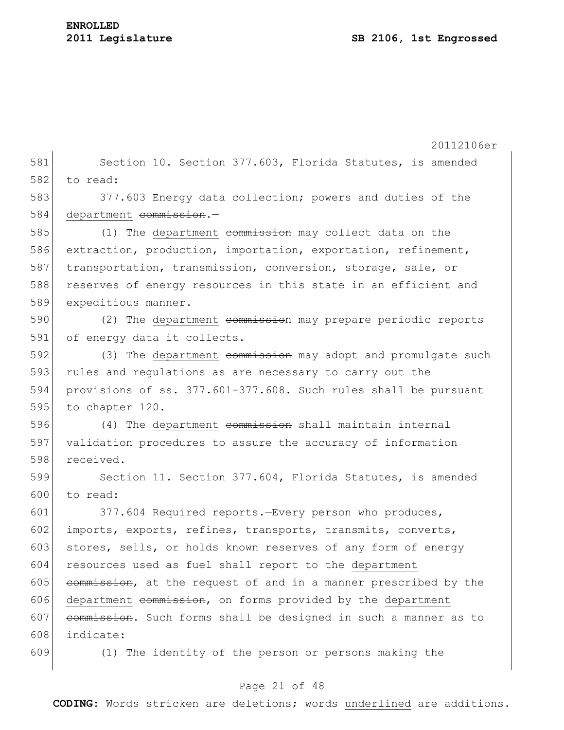20112106er

Section 10. Section 377.603, Florida Statutes, is amended to read:

377.603 Energy data collection; powers and duties of the <u>department</u> ~~commission~~.—

(1) The <u>department</u> ~~commission~~ may collect data on the extraction, production, importation, exportation, refinement, transportation, transmission, conversion, storage, sale, or reserves of energy resources in this state in an efficient and expeditious manner.

(2) The <u>department</u> ~~commission~~ may prepare periodic reports of energy data it collects.

(3) The <u>department</u> ~~commission~~ may adopt and promulgate such rules and regulations as are necessary to carry out the provisions of ss. 377.601-377.608. Such rules shall be pursuant to chapter 120.

(4) The <u>department</u> ~~commission~~ shall maintain internal validation procedures to assure the accuracy of information received.

Section 11. Section 377.604, Florida Statutes, is amended to read:

377.604 Required reports.—Every person who produces, imports, exports, refines, transports, transmits, converts, stores, sells, or holds known reserves of any form of energy resources used as fuel shall report to the <u>department</u> ~~commission~~, at the request of and in a manner prescribed by the <u>department</u> ~~commission~~, on forms provided by the <u>department</u> ~~commission~~. Such forms shall be designed in such a manner as to indicate:

(1) The identity of the person or persons making the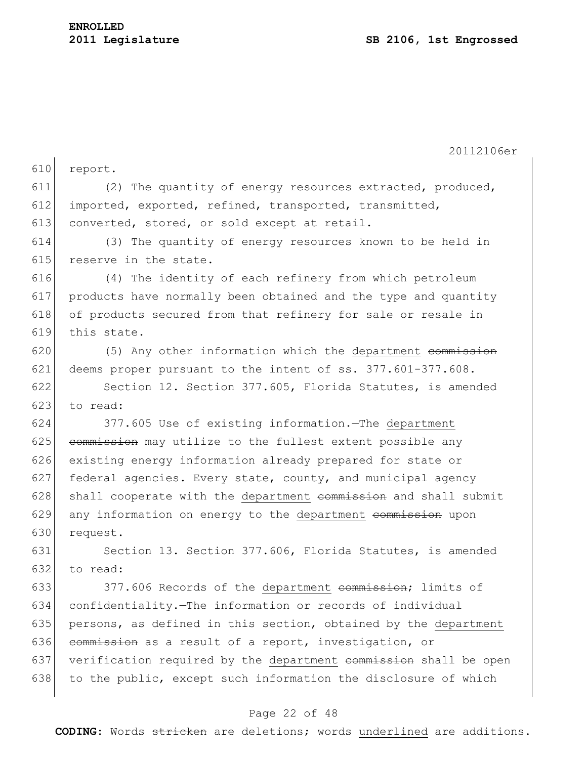report.

(2) The quantity of energy resources extracted, produced, imported, exported, refined, transported, transmitted, converted, stored, or sold except at retail.

(3) The quantity of energy resources known to be held in reserve in the state.

(4) The identity of each refinery from which petroleum products have normally been obtained and the type and quantity of products secured from that refinery for sale or resale in this state.

(5) Any other information which the <u>department</u> ~~commission~~ deems proper pursuant to the intent of ss. 377.601-377.608.

Section 12. Section 377.605, Florida Statutes, is amended to read:

377.605 Use of existing information.—The <u>department</u> ~~commission~~ may utilize to the fullest extent possible any existing energy information already prepared for state or federal agencies. Every state, county, and municipal agency shall cooperate with the <u>department</u> ~~commission~~ and shall submit any information on energy to the <u>department</u> ~~commission~~ upon request.

Section 13. Section 377.606, Florida Statutes, is amended to read:

377.606 Records of the <u>department</u> ~~commission~~; limits of confidentiality.—The information or records of individual persons, as defined in this section, obtained by the <u>department</u> ~~commission~~ as a result of a report, investigation, or verification required by the <u>department</u> ~~commission~~ shall be open to the public, except such information the disclosure of which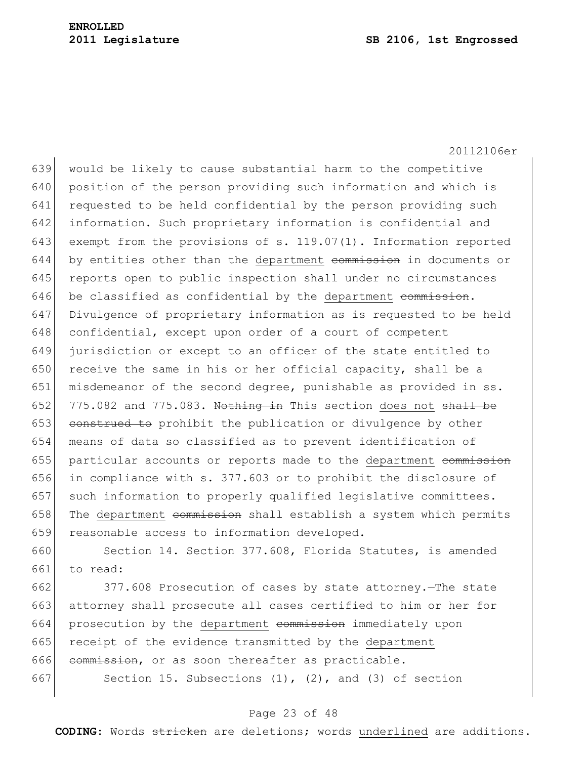would be likely to cause substantial harm to the competitive position of the person providing such information and which is requested to be held confidential by the person providing such information. Such proprietary information is confidential and exempt from the provisions of s. 119.07(1). Information reported by entities other than the <u>department</u> ~~commission~~ in documents or reports open to public inspection shall under no circumstances be classified as confidential by the <u>department</u> ~~commission~~. Divulgence of proprietary information as is requested to be held confidential, except upon order of a court of competent jurisdiction or except to an officer of the state entitled to receive the same in his or her official capacity, shall be a misdemeanor of the second degree, punishable as provided in ss. 775.082 and 775.083. ~~Nothing in~~ This section <u>does not</u> ~~shall be construed to~~ prohibit the publication or divulgence by other means of data so classified as to prevent identification of particular accounts or reports made to the <u>department</u> ~~commission~~ in compliance with s. 377.603 or to prohibit the disclosure of such information to properly qualified legislative committees. The <u>department</u> ~~commission~~ shall establish a system which permits reasonable access to information developed.

Section 14. Section 377.608, Florida Statutes, is amended to read:

377.608 Prosecution of cases by state attorney.—The state attorney shall prosecute all cases certified to him or her for prosecution by the <u>department</u> ~~commission~~ immediately upon receipt of the evidence transmitted by the <u>department</u> ~~commission~~, or as soon thereafter as practicable.

Section 15. Subsections (1), (2), and (3) of section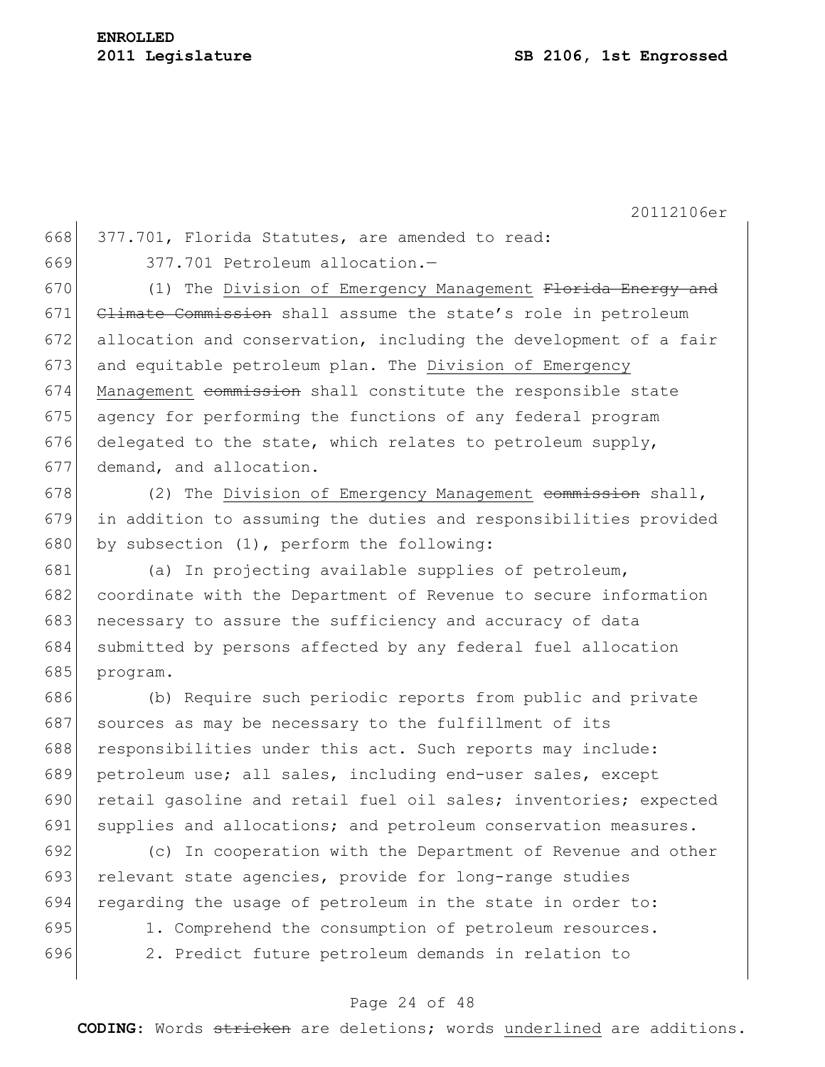377.701, Florida Statutes, are amended to read:

377.701 Petroleum allocation.—

(1) The <u>Division of Emergency Management</u> ~~Florida Energy and Climate Commission~~ shall assume the state's role in petroleum allocation and conservation, including the development of a fair and equitable petroleum plan. The <u>Division of Emergency Management</u> ~~commission~~ shall constitute the responsible state agency for performing the functions of any federal program delegated to the state, which relates to petroleum supply, demand, and allocation.

(2) The <u>Division of Emergency Management</u> ~~commission~~ shall, in addition to assuming the duties and responsibilities provided by subsection (1), perform the following:

(a) In projecting available supplies of petroleum, coordinate with the Department of Revenue to secure information necessary to assure the sufficiency and accuracy of data submitted by persons affected by any federal fuel allocation program.

(b) Require such periodic reports from public and private sources as may be necessary to the fulfillment of its responsibilities under this act. Such reports may include: petroleum use; all sales, including end-user sales, except retail gasoline and retail fuel oil sales; inventories; expected supplies and allocations; and petroleum conservation measures.

(c) In cooperation with the Department of Revenue and other relevant state agencies, provide for long-range studies regarding the usage of petroleum in the state in order to:

1. Comprehend the consumption of petroleum resources.

2. Predict future petroleum demands in relation to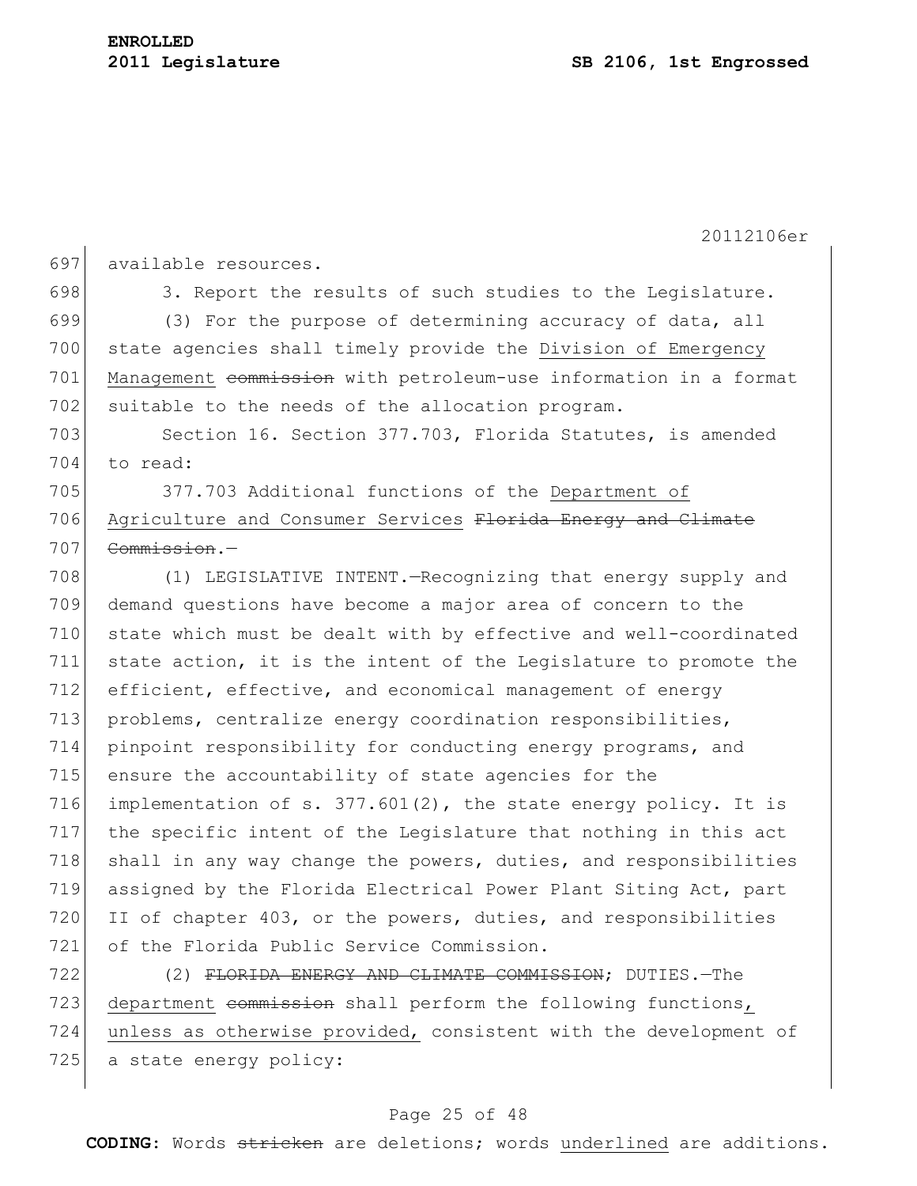available resources.

3. Report the results of such studies to the Legislature.

(3) For the purpose of determining accuracy of data, all state agencies shall timely provide the <u>Division of Emergency Management</u> ~~commission~~ with petroleum-use information in a format suitable to the needs of the allocation program.

Section 16. Section 377.703, Florida Statutes, is amended to read:

377.703 Additional functions of the <u>Department of Agriculture and Consumer Services</u> ~~Florida Energy and Climate Commission~~.—

(1) LEGISLATIVE INTENT.—Recognizing that energy supply and demand questions have become a major area of concern to the state which must be dealt with by effective and well-coordinated state action, it is the intent of the Legislature to promote the efficient, effective, and economical management of energy problems, centralize energy coordination responsibilities, pinpoint responsibility for conducting energy programs, and ensure the accountability of state agencies for the implementation of s. 377.601(2), the state energy policy. It is the specific intent of the Legislature that nothing in this act shall in any way change the powers, duties, and responsibilities assigned by the Florida Electrical Power Plant Siting Act, part II of chapter 403, or the powers, duties, and responsibilities of the Florida Public Service Commission.

(2) ~~FLORIDA ENERGY AND CLIMATE COMMISSION~~; DUTIES.—The <u>department</u> ~~commission~~ shall perform the following functions<u>, unless as otherwise provided,</u> consistent with the development of a state energy policy: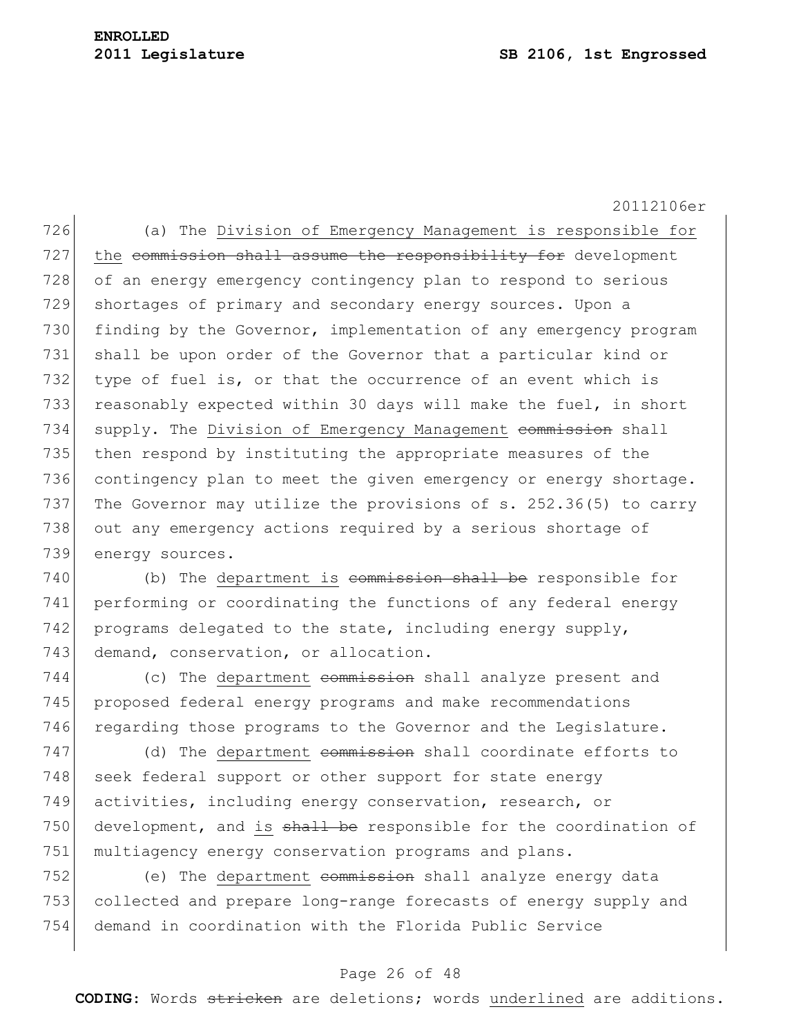(a) The Division of Emergency Management is responsible for the ~~commission shall assume the responsibility for~~ development of an energy emergency contingency plan to respond to serious shortages of primary and secondary energy sources. Upon a finding by the Governor, implementation of any emergency program shall be upon order of the Governor that a particular kind or type of fuel is, or that the occurrence of an event which is reasonably expected within 30 days will make the fuel, in short supply. The Division of Emergency Management ~~commission~~ shall then respond by instituting the appropriate measures of the contingency plan to meet the given emergency or energy shortage. The Governor may utilize the provisions of s. 252.36(5) to carry out any emergency actions required by a serious shortage of energy sources.

(b) The department is ~~commission shall be~~ responsible for performing or coordinating the functions of any federal energy programs delegated to the state, including energy supply, demand, conservation, or allocation.

(c) The department ~~commission~~ shall analyze present and proposed federal energy programs and make recommendations regarding those programs to the Governor and the Legislature.

(d) The department ~~commission~~ shall coordinate efforts to seek federal support or other support for state energy activities, including energy conservation, research, or development, and is ~~shall be~~ responsible for the coordination of multiagency energy conservation programs and plans.

(e) The department ~~commission~~ shall analyze energy data collected and prepare long-range forecasts of energy supply and demand in coordination with the Florida Public Service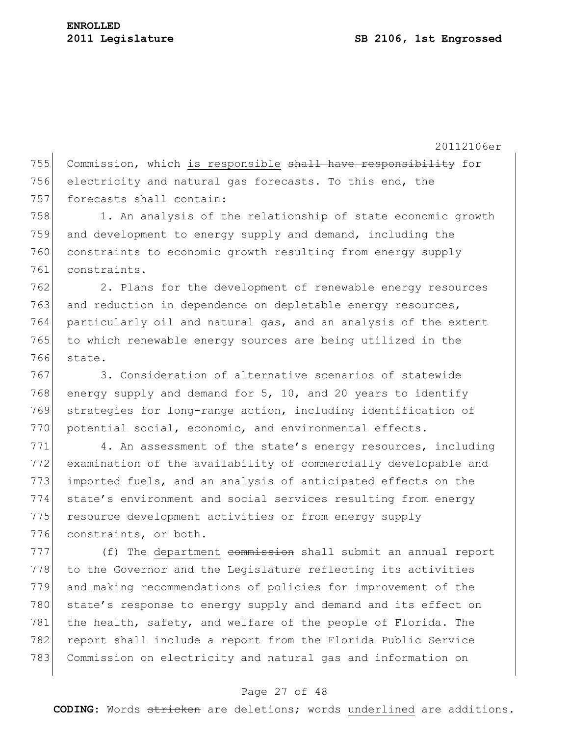Commission, which <u>is responsible</u> ~~shall have responsibility~~ for electricity and natural gas forecasts. To this end, the forecasts shall contain:

1. An analysis of the relationship of state economic growth and development to energy supply and demand, including the constraints to economic growth resulting from energy supply constraints.

2. Plans for the development of renewable energy resources and reduction in dependence on depletable energy resources, particularly oil and natural gas, and an analysis of the extent to which renewable energy sources are being utilized in the state.

3. Consideration of alternative scenarios of statewide energy supply and demand for 5, 10, and 20 years to identify strategies for long-range action, including identification of potential social, economic, and environmental effects.

4. An assessment of the state's energy resources, including examination of the availability of commercially developable and imported fuels, and an analysis of anticipated effects on the state's environment and social services resulting from energy resource development activities or from energy supply constraints, or both.

(f) The <u>department</u> ~~commission~~ shall submit an annual report to the Governor and the Legislature reflecting its activities and making recommendations of policies for improvement of the state's response to energy supply and demand and its effect on the health, safety, and welfare of the people of Florida. The report shall include a report from the Florida Public Service Commission on electricity and natural gas and information on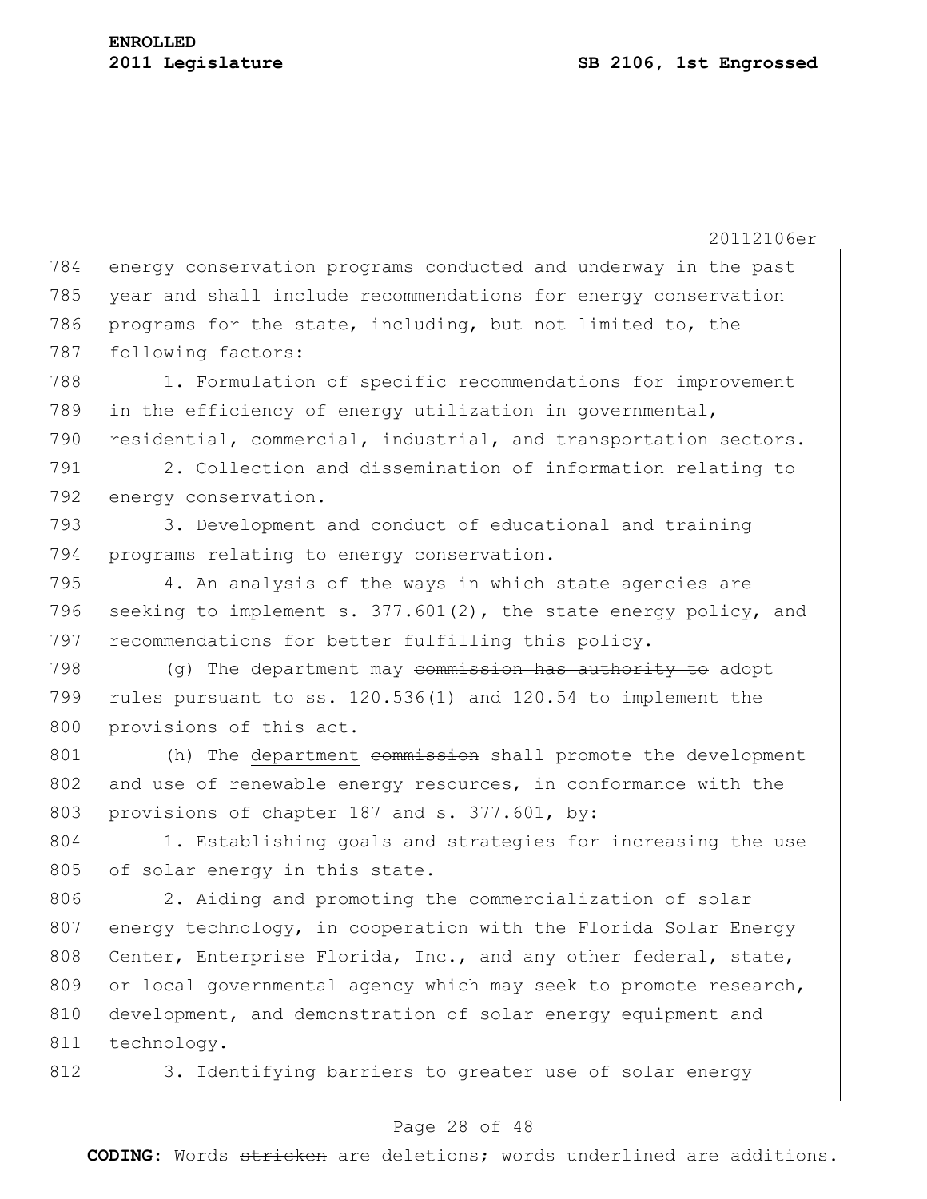energy conservation programs conducted and underway in the past year and shall include recommendations for energy conservation programs for the state, including, but not limited to, the following factors:

1. Formulation of specific recommendations for improvement in the efficiency of energy utilization in governmental, residential, commercial, industrial, and transportation sectors.

2. Collection and dissemination of information relating to energy conservation.

3. Development and conduct of educational and training programs relating to energy conservation.

4. An analysis of the ways in which state agencies are seeking to implement s. 377.601(2), the state energy policy, and recommendations for better fulfilling this policy.

(g) The <u>department may</u> ~~commission has authority to~~ adopt rules pursuant to ss. 120.536(1) and 120.54 to implement the provisions of this act.

(h) The <u>department</u> ~~commission~~ shall promote the development and use of renewable energy resources, in conformance with the provisions of chapter 187 and s. 377.601, by:

1. Establishing goals and strategies for increasing the use of solar energy in this state.

2. Aiding and promoting the commercialization of solar energy technology, in cooperation with the Florida Solar Energy Center, Enterprise Florida, Inc., and any other federal, state, or local governmental agency which may seek to promote research, development, and demonstration of solar energy equipment and technology.

3. Identifying barriers to greater use of solar energy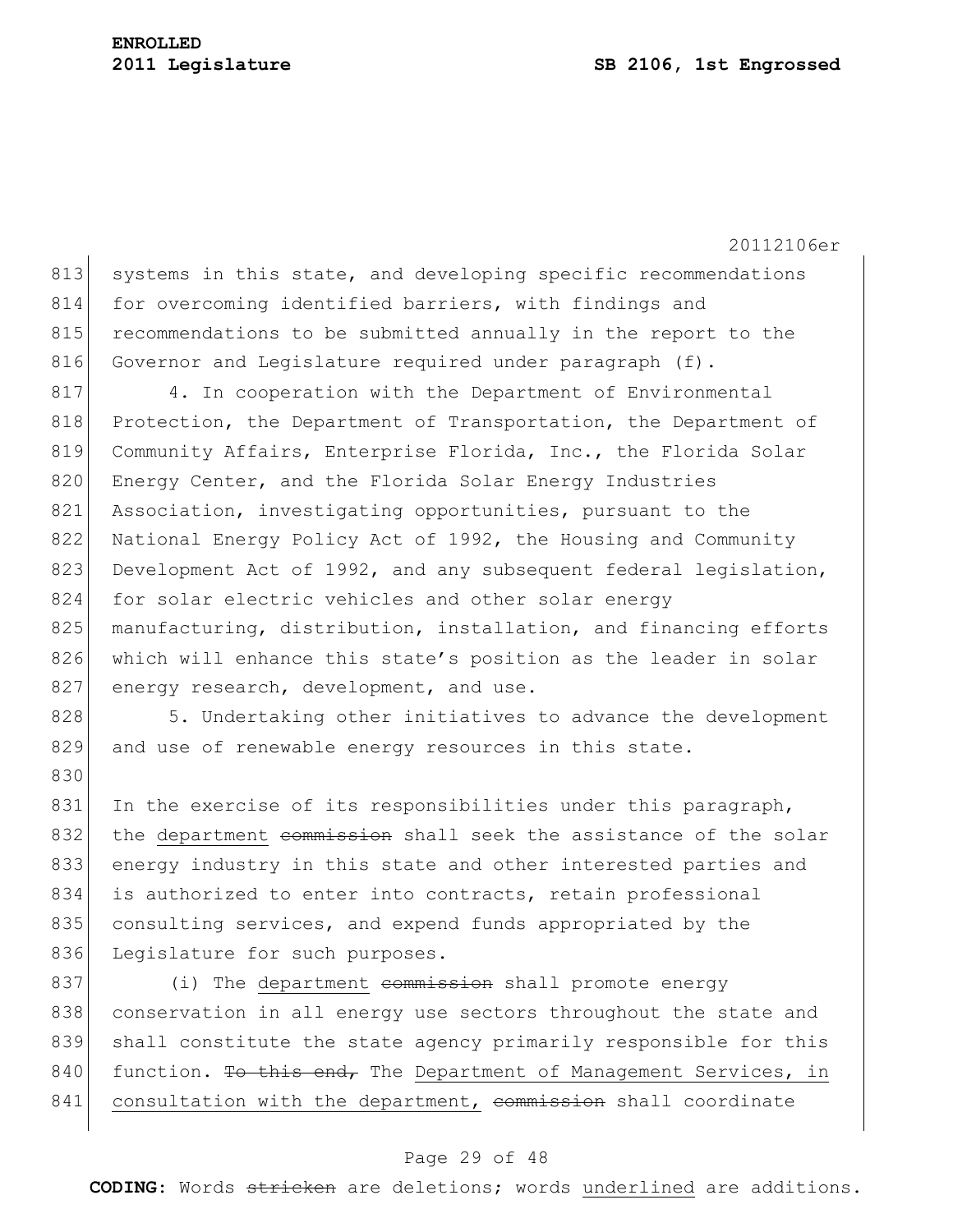systems in this state, and developing specific recommendations for overcoming identified barriers, with findings and recommendations to be submitted annually in the report to the Governor and Legislature required under paragraph (f).

4. In cooperation with the Department of Environmental Protection, the Department of Transportation, the Department of Community Affairs, Enterprise Florida, Inc., the Florida Solar Energy Center, and the Florida Solar Energy Industries Association, investigating opportunities, pursuant to the National Energy Policy Act of 1992, the Housing and Community Development Act of 1992, and any subsequent federal legislation, for solar electric vehicles and other solar energy manufacturing, distribution, installation, and financing efforts which will enhance this state's position as the leader in solar energy research, development, and use.

5. Undertaking other initiatives to advance the development and use of renewable energy resources in this state.

In the exercise of its responsibilities under this paragraph, the <u>department</u> ~~commission~~ shall seek the assistance of the solar energy industry in this state and other interested parties and is authorized to enter into contracts, retain professional consulting services, and expend funds appropriated by the Legislature for such purposes.

(i) The <u>department</u> ~~commission~~ shall promote energy conservation in all energy use sectors throughout the state and shall constitute the state agency primarily responsible for this function. ~~To this end,~~ The <u>Department of Management Services, in consultation with the department,</u> ~~commission~~ shall coordinate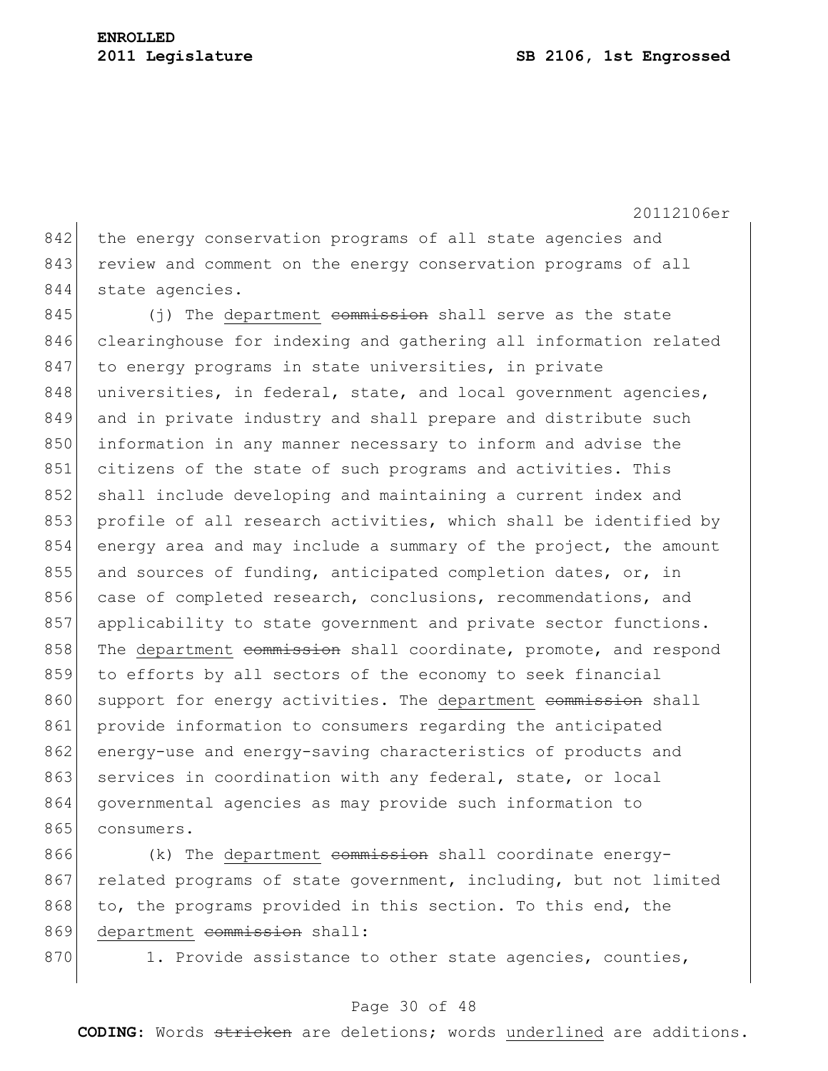the energy conservation programs of all state agencies and review and comment on the energy conservation programs of all state agencies.

(j) The <u>department</u> ~~commission~~ shall serve as the state clearinghouse for indexing and gathering all information related to energy programs in state universities, in private universities, in federal, state, and local government agencies, and in private industry and shall prepare and distribute such information in any manner necessary to inform and advise the citizens of the state of such programs and activities. This shall include developing and maintaining a current index and profile of all research activities, which shall be identified by energy area and may include a summary of the project, the amount and sources of funding, anticipated completion dates, or, in case of completed research, conclusions, recommendations, and applicability to state government and private sector functions. The <u>department</u> ~~commission~~ shall coordinate, promote, and respond to efforts by all sectors of the economy to seek financial support for energy activities. The <u>department</u> ~~commission~~ shall provide information to consumers regarding the anticipated energy-use and energy-saving characteristics of products and services in coordination with any federal, state, or local governmental agencies as may provide such information to consumers.

(k) The <u>department</u> ~~commission~~ shall coordinate energy-related programs of state government, including, but not limited to, the programs provided in this section. To this end, the <u>department</u> ~~commission~~ shall:

1. Provide assistance to other state agencies, counties,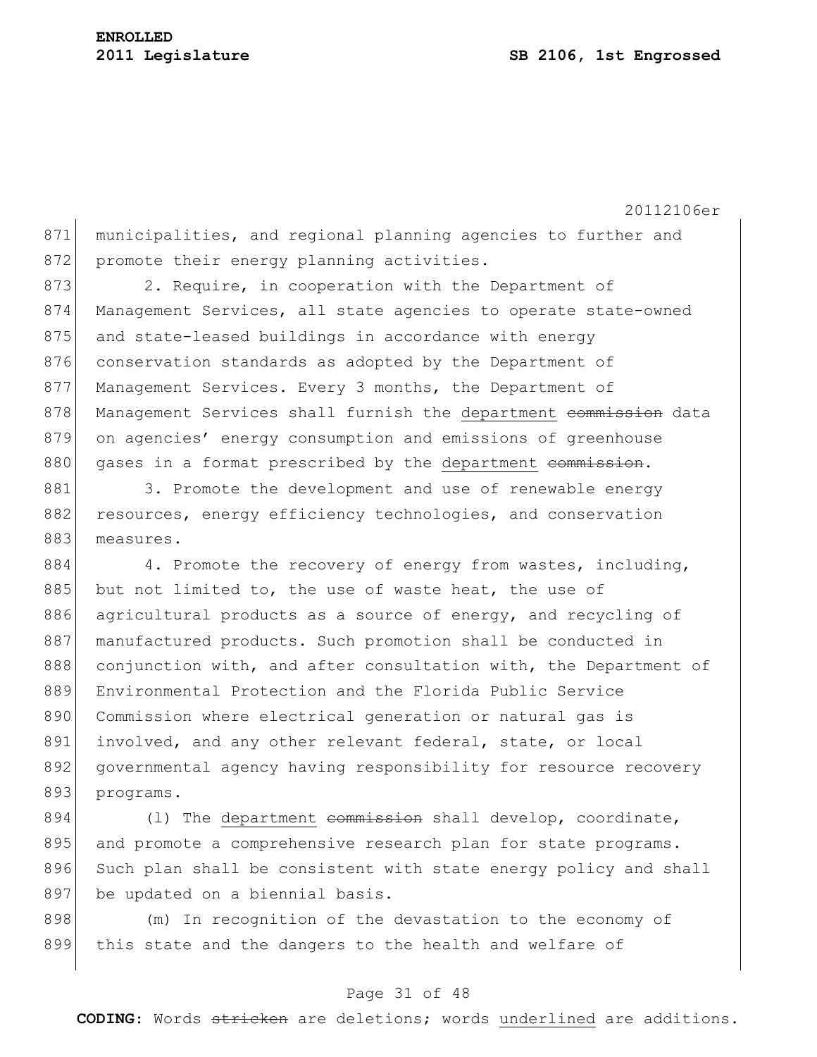municipalities, and regional planning agencies to further and promote their energy planning activities.

2. Require, in cooperation with the Department of Management Services, all state agencies to operate state-owned and state-leased buildings in accordance with energy conservation standards as adopted by the Department of Management Services. Every 3 months, the Department of Management Services shall furnish the <u>department</u> ~~commission~~ data on agencies' energy consumption and emissions of greenhouse gases in a format prescribed by the <u>department</u> ~~commission~~.

3. Promote the development and use of renewable energy resources, energy efficiency technologies, and conservation measures.

4. Promote the recovery of energy from wastes, including, but not limited to, the use of waste heat, the use of agricultural products as a source of energy, and recycling of manufactured products. Such promotion shall be conducted in conjunction with, and after consultation with, the Department of Environmental Protection and the Florida Public Service Commission where electrical generation or natural gas is involved, and any other relevant federal, state, or local governmental agency having responsibility for resource recovery programs.

(l) The <u>department</u> ~~commission~~ shall develop, coordinate, and promote a comprehensive research plan for state programs. Such plan shall be consistent with state energy policy and shall be updated on a biennial basis.

(m) In recognition of the devastation to the economy of this state and the dangers to the health and welfare of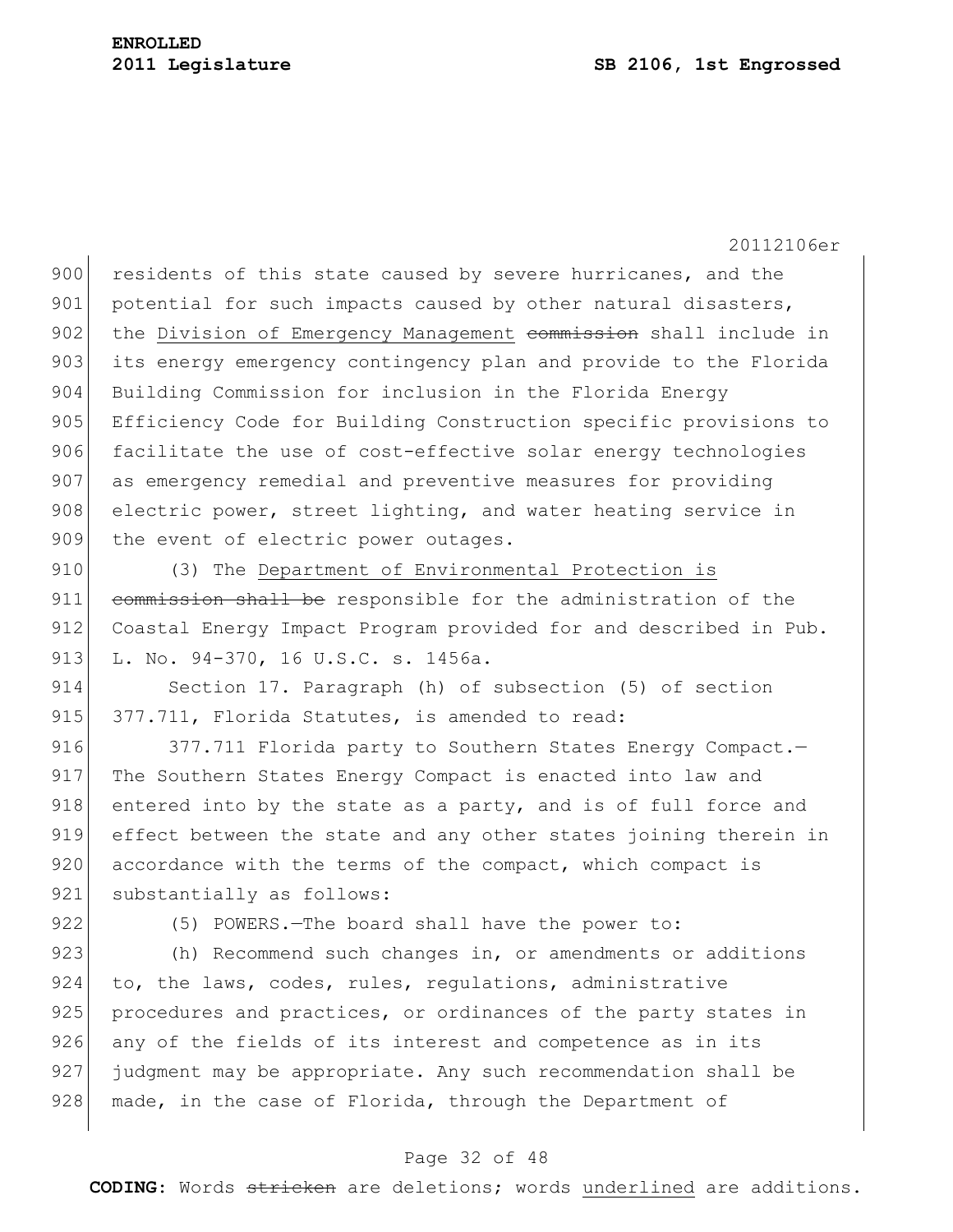residents of this state caused by severe hurricanes, and the potential for such impacts caused by other natural disasters, the <u>Division of Emergency Management</u> ~~commission~~ shall include in its energy emergency contingency plan and provide to the Florida Building Commission for inclusion in the Florida Energy Efficiency Code for Building Construction specific provisions to facilitate the use of cost-effective solar energy technologies as emergency remedial and preventive measures for providing electric power, street lighting, and water heating service in the event of electric power outages.

(3) The <u>Department of Environmental Protection is</u> ~~commission shall be~~ responsible for the administration of the Coastal Energy Impact Program provided for and described in Pub. L. No. 94-370, 16 U.S.C. s. 1456a.

Section 17. Paragraph (h) of subsection (5) of section 377.711, Florida Statutes, is amended to read:

377.711 Florida party to Southern States Energy Compact.—The Southern States Energy Compact is enacted into law and entered into by the state as a party, and is of full force and effect between the state and any other states joining therein in accordance with the terms of the compact, which compact is substantially as follows:

(5) POWERS.—The board shall have the power to:

(h) Recommend such changes in, or amendments or additions to, the laws, codes, rules, regulations, administrative procedures and practices, or ordinances of the party states in any of the fields of its interest and competence as in its judgment may be appropriate. Any such recommendation shall be made, in the case of Florida, through the Department of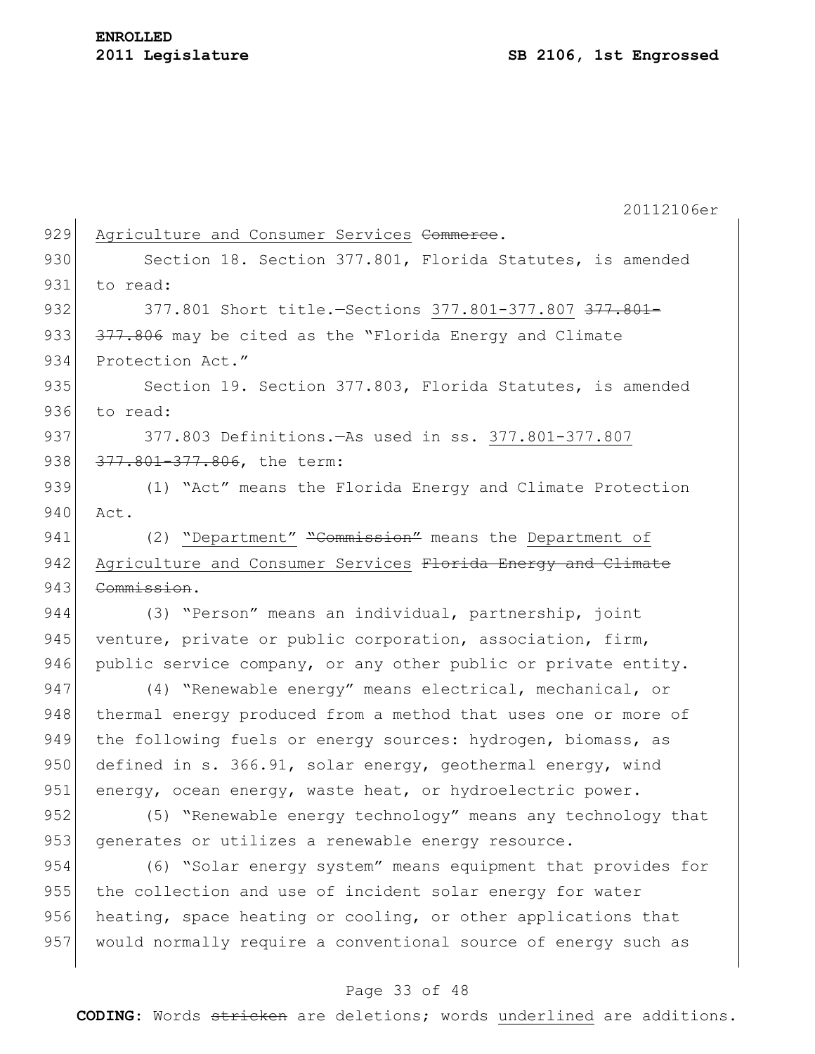Agriculture and Consumer Services ~~Commerce~~.

Section 18. Section 377.801, Florida Statutes, is amended to read:

377.801 Short title.—Sections 377.801-377.807 ~~377.801-377.806~~ may be cited as the "Florida Energy and Climate Protection Act."

Section 19. Section 377.803, Florida Statutes, is amended to read:

377.803 Definitions.—As used in ss. 377.801-377.807 ~~377.801-377.806~~, the term:

(1) "Act" means the Florida Energy and Climate Protection Act.

(2) "Department" ~~"Commission"~~ means the Department of Agriculture and Consumer Services ~~Florida Energy and Climate Commission~~.

(3) "Person" means an individual, partnership, joint venture, private or public corporation, association, firm, public service company, or any other public or private entity.

(4) "Renewable energy" means electrical, mechanical, or thermal energy produced from a method that uses one or more of the following fuels or energy sources: hydrogen, biomass, as defined in s. 366.91, solar energy, geothermal energy, wind energy, ocean energy, waste heat, or hydroelectric power.

(5) "Renewable energy technology" means any technology that generates or utilizes a renewable energy resource.

(6) "Solar energy system" means equipment that provides for the collection and use of incident solar energy for water heating, space heating or cooling, or other applications that would normally require a conventional source of energy such as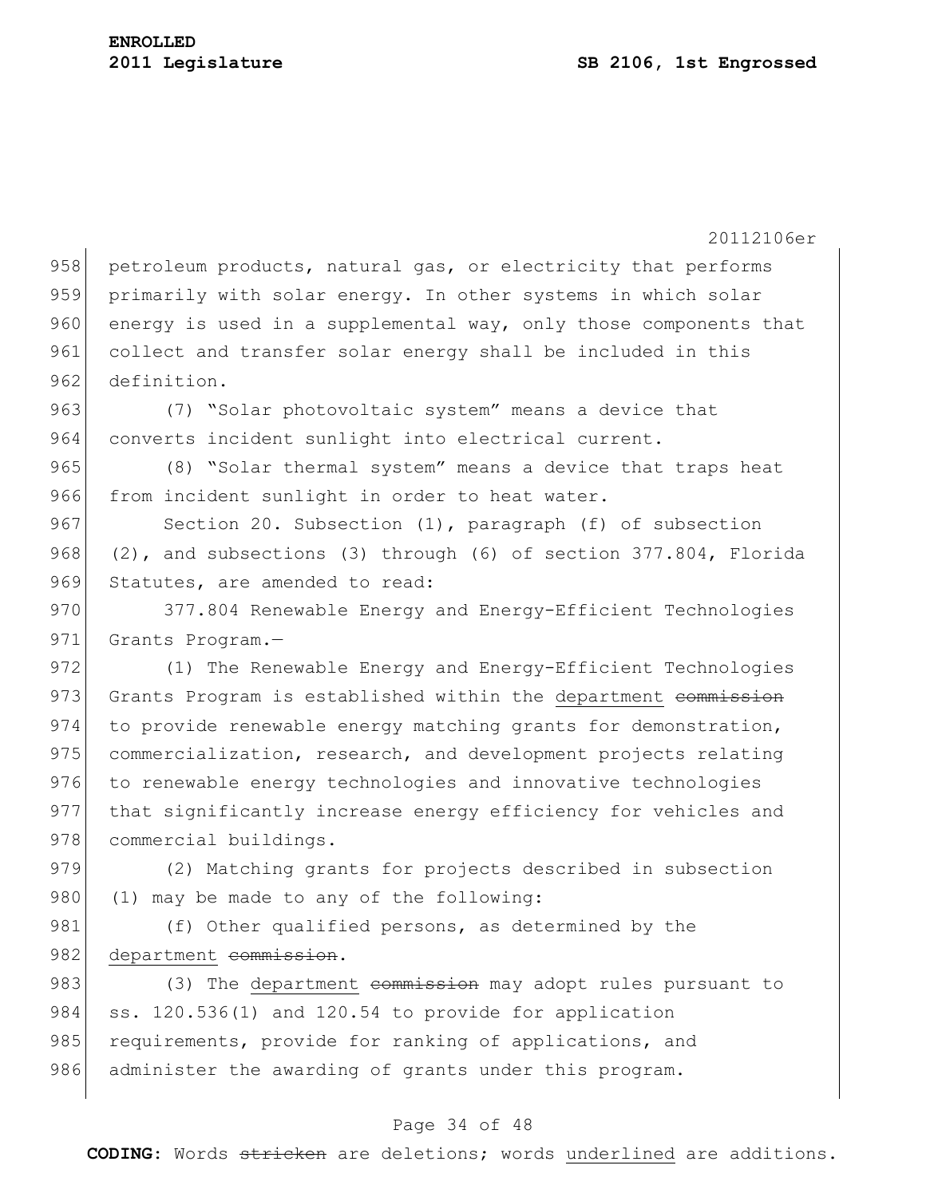petroleum products, natural gas, or electricity that performs primarily with solar energy. In other systems in which solar energy is used in a supplemental way, only those components that collect and transfer solar energy shall be included in this definition.

(7) "Solar photovoltaic system" means a device that converts incident sunlight into electrical current.

(8) "Solar thermal system" means a device that traps heat from incident sunlight in order to heat water.

Section 20. Subsection (1), paragraph (f) of subsection (2), and subsections (3) through (6) of section 377.804, Florida Statutes, are amended to read:

377.804 Renewable Energy and Energy-Efficient Technologies Grants Program.—

(1) The Renewable Energy and Energy-Efficient Technologies Grants Program is established within the <u>department</u> ~~commission~~ to provide renewable energy matching grants for demonstration, commercialization, research, and development projects relating to renewable energy technologies and innovative technologies that significantly increase energy efficiency for vehicles and commercial buildings.

(2) Matching grants for projects described in subsection (1) may be made to any of the following:

(f) Other qualified persons, as determined by the <u>department</u> ~~commission~~.

(3) The <u>department</u> ~~commission~~ may adopt rules pursuant to ss. 120.536(1) and 120.54 to provide for application requirements, provide for ranking of applications, and administer the awarding of grants under this program.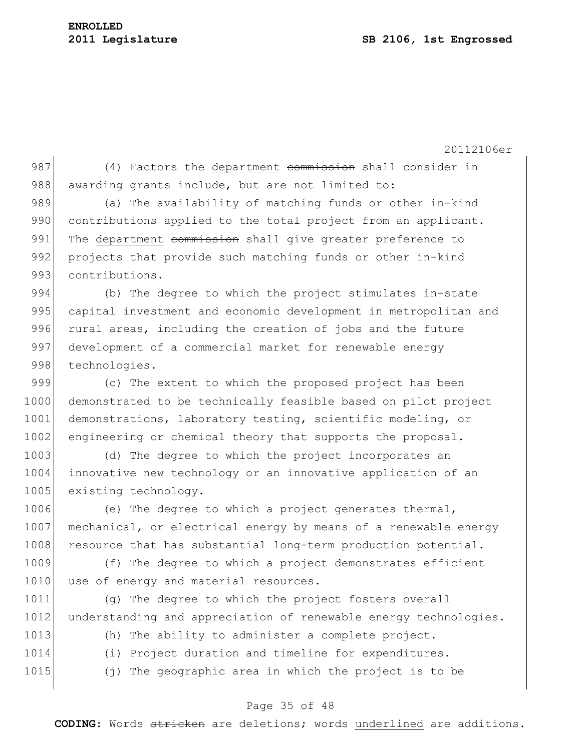(4) Factors the <u>department</u> ~~commission~~ shall consider in awarding grants include, but are not limited to:

(a) The availability of matching funds or other in-kind contributions applied to the total project from an applicant. The <u>department</u> ~~commission~~ shall give greater preference to projects that provide such matching funds or other in-kind contributions.

(b) The degree to which the project stimulates in-state capital investment and economic development in metropolitan and rural areas, including the creation of jobs and the future development of a commercial market for renewable energy technologies.

(c) The extent to which the proposed project has been demonstrated to be technically feasible based on pilot project demonstrations, laboratory testing, scientific modeling, or engineering or chemical theory that supports the proposal.

(d) The degree to which the project incorporates an innovative new technology or an innovative application of an existing technology.

(e) The degree to which a project generates thermal, mechanical, or electrical energy by means of a renewable energy resource that has substantial long-term production potential.

(f) The degree to which a project demonstrates efficient use of energy and material resources.

(g) The degree to which the project fosters overall understanding and appreciation of renewable energy technologies.

(h) The ability to administer a complete project.

(i) Project duration and timeline for expenditures.

(j) The geographic area in which the project is to be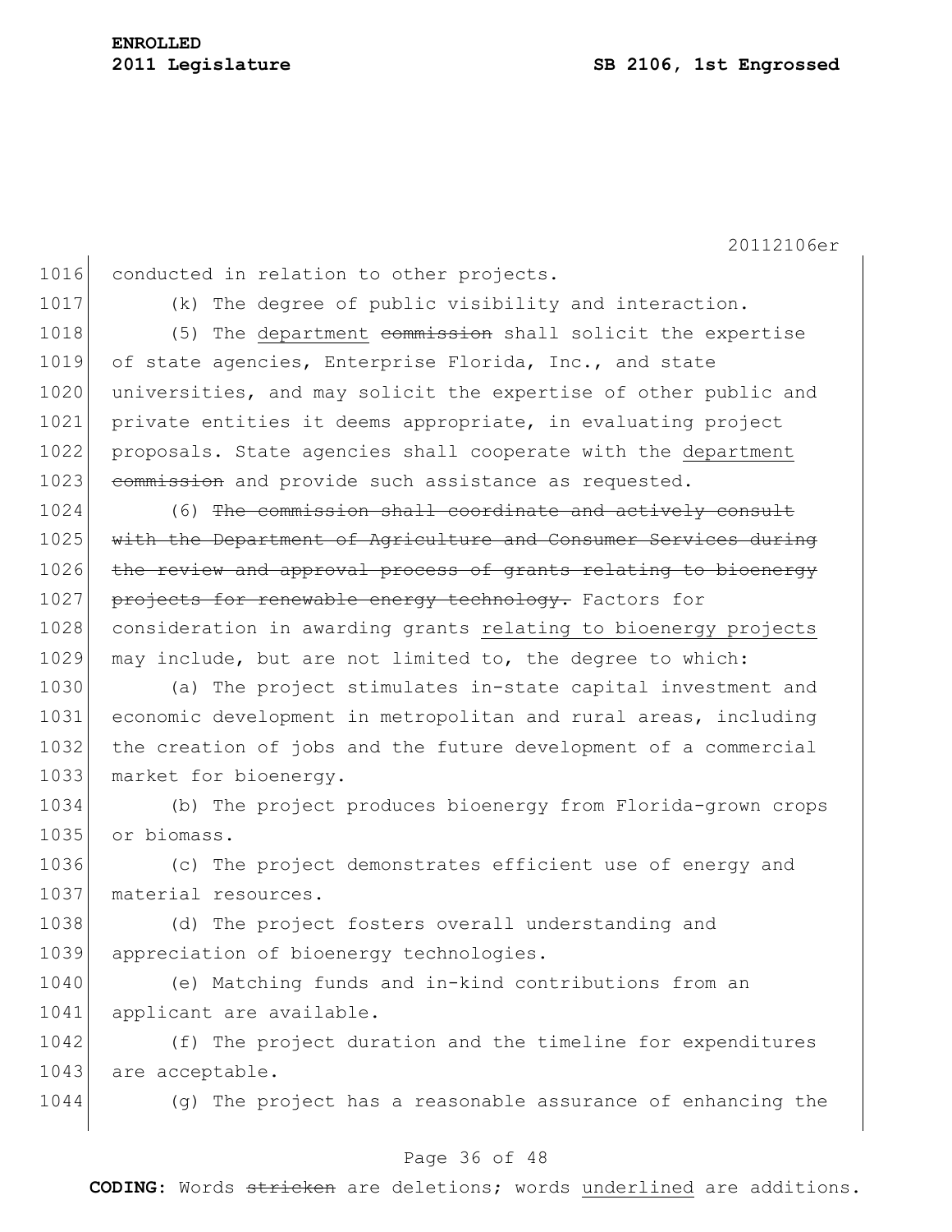conducted in relation to other projects.

(k) The degree of public visibility and interaction.

(5) The <u>department</u> ~~commission~~ shall solicit the expertise of state agencies, Enterprise Florida, Inc., and state universities, and may solicit the expertise of other public and private entities it deems appropriate, in evaluating project proposals. State agencies shall cooperate with the <u>department</u> ~~commission~~ and provide such assistance as requested.

(6) ~~The commission shall coordinate and actively consult with the Department of Agriculture and Consumer Services during the review and approval process of grants relating to bioenergy projects for renewable energy technology.~~ Factors for consideration in awarding grants <u>relating to bioenergy projects</u> may include, but are not limited to, the degree to which:

(a) The project stimulates in-state capital investment and economic development in metropolitan and rural areas, including the creation of jobs and the future development of a commercial market for bioenergy.

(b) The project produces bioenergy from Florida-grown crops or biomass.

(c) The project demonstrates efficient use of energy and material resources.

(d) The project fosters overall understanding and appreciation of bioenergy technologies.

(e) Matching funds and in-kind contributions from an applicant are available.

(f) The project duration and the timeline for expenditures are acceptable.

(g) The project has a reasonable assurance of enhancing the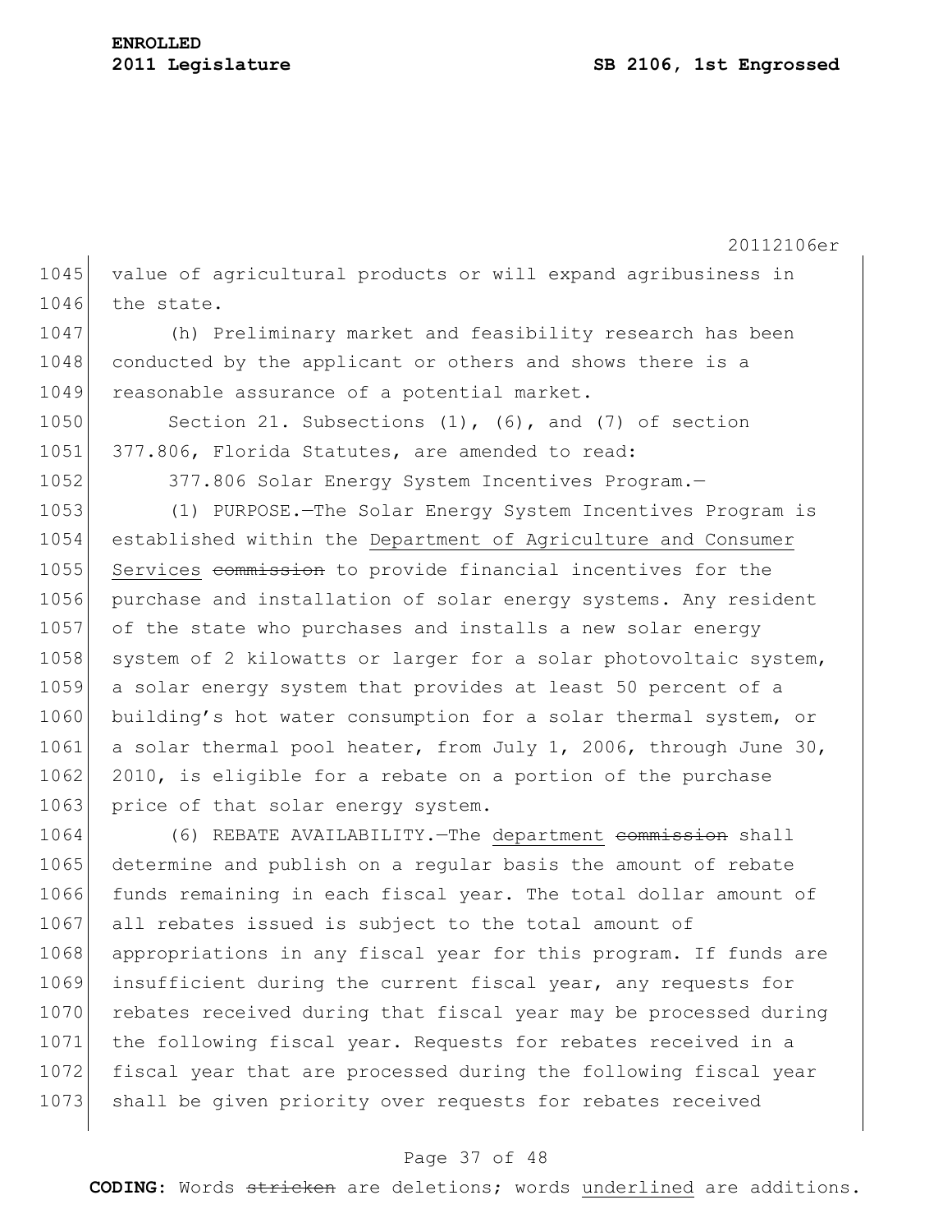value of agricultural products or will expand agribusiness in the state.

(h) Preliminary market and feasibility research has been conducted by the applicant or others and shows there is a reasonable assurance of a potential market.

Section 21. Subsections (1), (6), and (7) of section 377.806, Florida Statutes, are amended to read:

377.806 Solar Energy System Incentives Program.—

(1) PURPOSE.—The Solar Energy System Incentives Program is established within the <u>Department of Agriculture and Consumer Services</u> ~~commission~~ to provide financial incentives for the purchase and installation of solar energy systems. Any resident of the state who purchases and installs a new solar energy system of 2 kilowatts or larger for a solar photovoltaic system, a solar energy system that provides at least 50 percent of a building's hot water consumption for a solar thermal system, or a solar thermal pool heater, from July 1, 2006, through June 30, 2010, is eligible for a rebate on a portion of the purchase price of that solar energy system.

(6) REBATE AVAILABILITY.—The <u>department</u> ~~commission~~ shall determine and publish on a regular basis the amount of rebate funds remaining in each fiscal year. The total dollar amount of all rebates issued is subject to the total amount of appropriations in any fiscal year for this program. If funds are insufficient during the current fiscal year, any requests for rebates received during that fiscal year may be processed during the following fiscal year. Requests for rebates received in a fiscal year that are processed during the following fiscal year shall be given priority over requests for rebates received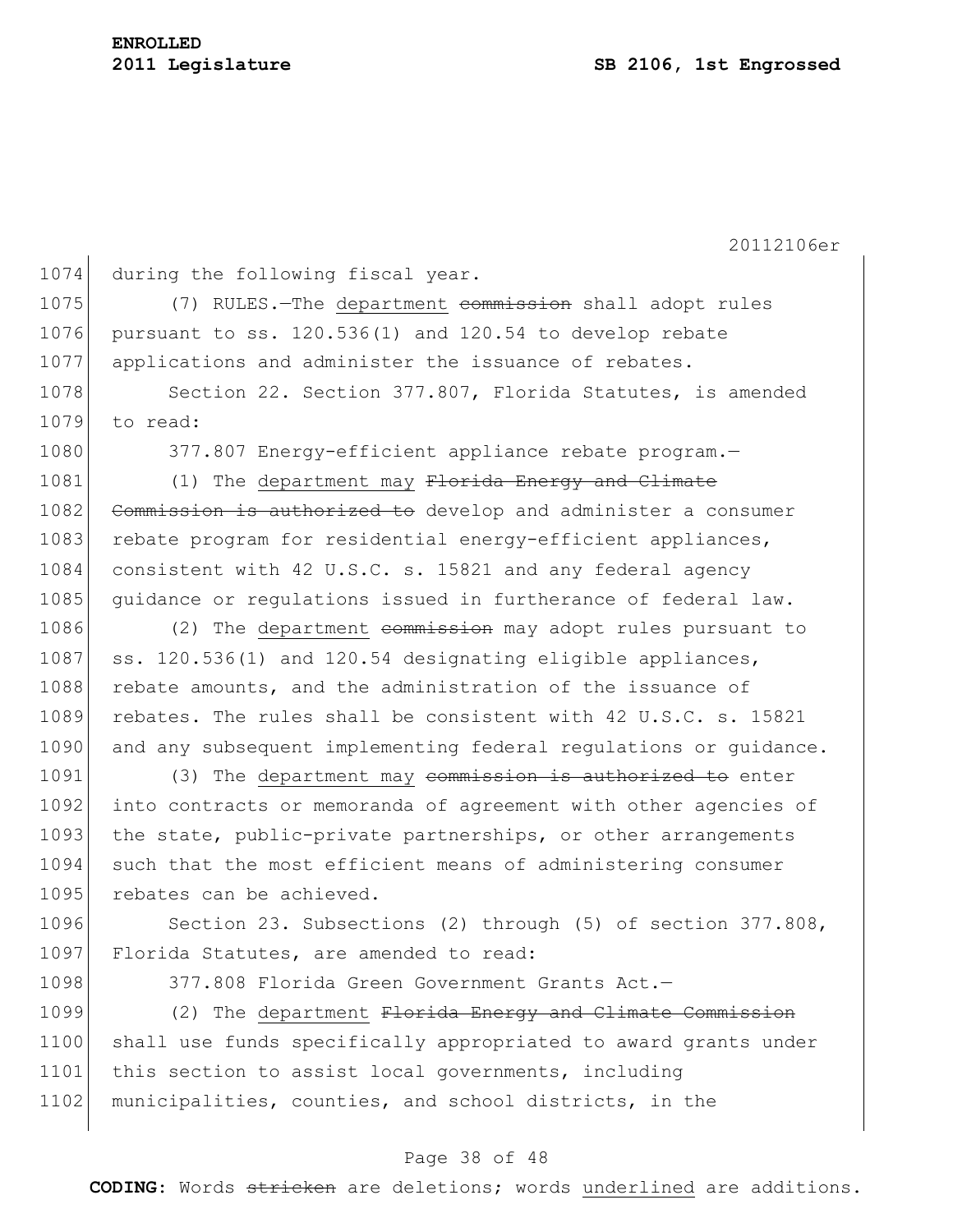1074 during the following fiscal year.

1075 (7) RULES.—The <u>department</u> ~~commission~~ shall adopt rules
1076 pursuant to ss. 120.536(1) and 120.54 to develop rebate
1077 applications and administer the issuance of rebates.

1078 Section 22. Section 377.807, Florida Statutes, is amended
1079 to read:

1080 377.807 Energy-efficient appliance rebate program.—

1081 (1) The <u>department may</u> ~~Florida Energy and Climate~~
1082 ~~Commission is authorized to~~ develop and administer a consumer
1083 rebate program for residential energy-efficient appliances,
1084 consistent with 42 U.S.C. s. 15821 and any federal agency
1085 guidance or regulations issued in furtherance of federal law.

1086 (2) The <u>department</u> ~~commission~~ may adopt rules pursuant to
1087 ss. 120.536(1) and 120.54 designating eligible appliances,
1088 rebate amounts, and the administration of the issuance of
1089 rebates. The rules shall be consistent with 42 U.S.C. s. 15821
1090 and any subsequent implementing federal regulations or guidance.

1091 (3) The <u>department may</u> ~~commission is authorized to~~ enter
1092 into contracts or memoranda of agreement with other agencies of
1093 the state, public-private partnerships, or other arrangements
1094 such that the most efficient means of administering consumer
1095 rebates can be achieved.

1096 Section 23. Subsections (2) through (5) of section 377.808,
1097 Florida Statutes, are amended to read:

1098 377.808 Florida Green Government Grants Act.—

1099 (2) The <u>department</u> ~~Florida Energy and Climate Commission~~
1100 shall use funds specifically appropriated to award grants under
1101 this section to assist local governments, including
1102 municipalities, counties, and school districts, in the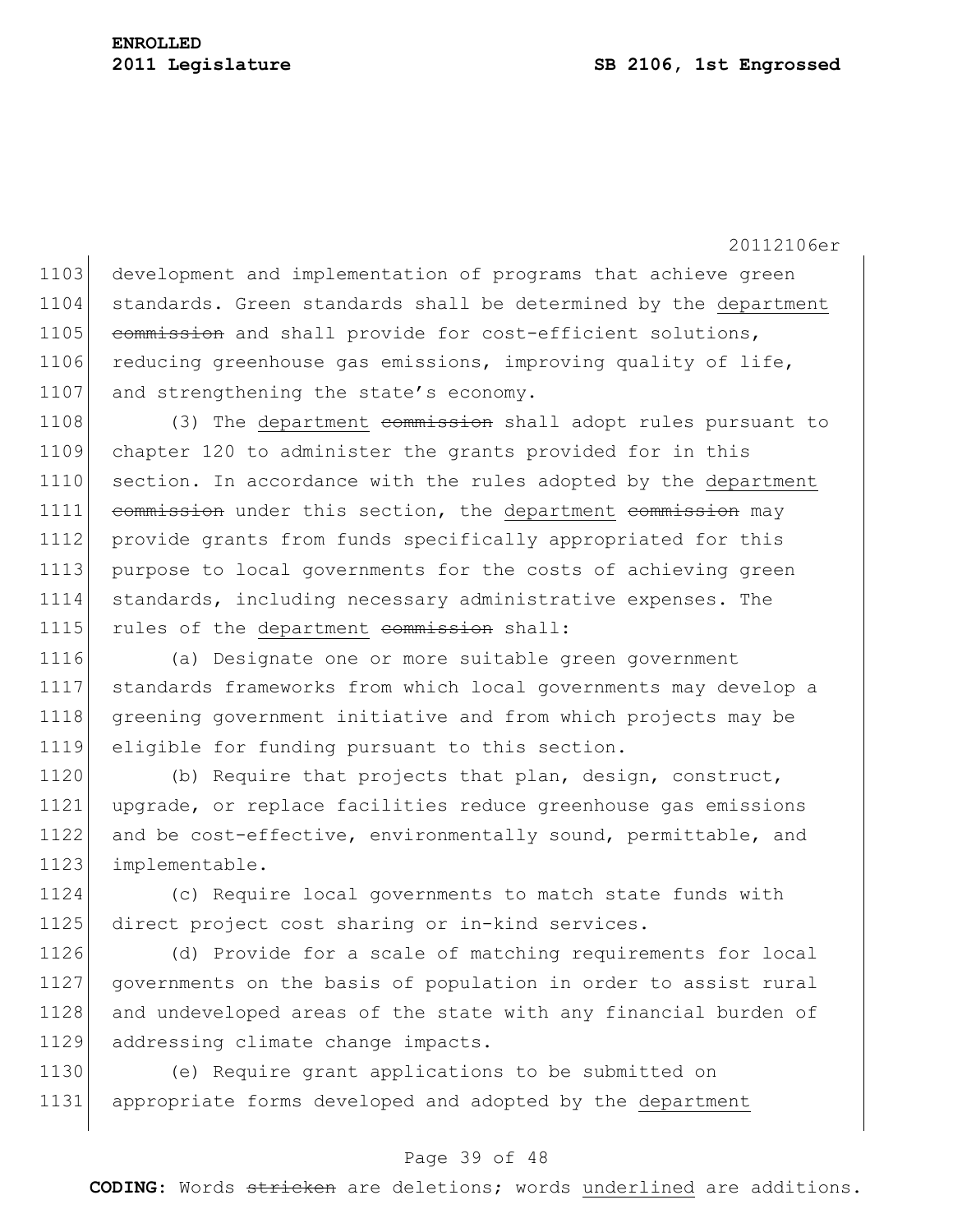development and implementation of programs that achieve green standards. Green standards shall be determined by the <u>department</u> ~~commission~~ and shall provide for cost-efficient solutions, reducing greenhouse gas emissions, improving quality of life, and strengthening the state's economy.

(3) The <u>department</u> ~~commission~~ shall adopt rules pursuant to chapter 120 to administer the grants provided for in this section. In accordance with the rules adopted by the <u>department</u> ~~commission~~ under this section, the <u>department</u> ~~commission~~ may provide grants from funds specifically appropriated for this purpose to local governments for the costs of achieving green standards, including necessary administrative expenses. The rules of the <u>department</u> ~~commission~~ shall:

(a) Designate one or more suitable green government standards frameworks from which local governments may develop a greening government initiative and from which projects may be eligible for funding pursuant to this section.

(b) Require that projects that plan, design, construct, upgrade, or replace facilities reduce greenhouse gas emissions and be cost-effective, environmentally sound, permittable, and implementable.

(c) Require local governments to match state funds with direct project cost sharing or in-kind services.

(d) Provide for a scale of matching requirements for local governments on the basis of population in order to assist rural and undeveloped areas of the state with any financial burden of addressing climate change impacts.

(e) Require grant applications to be submitted on appropriate forms developed and adopted by the <u>department</u>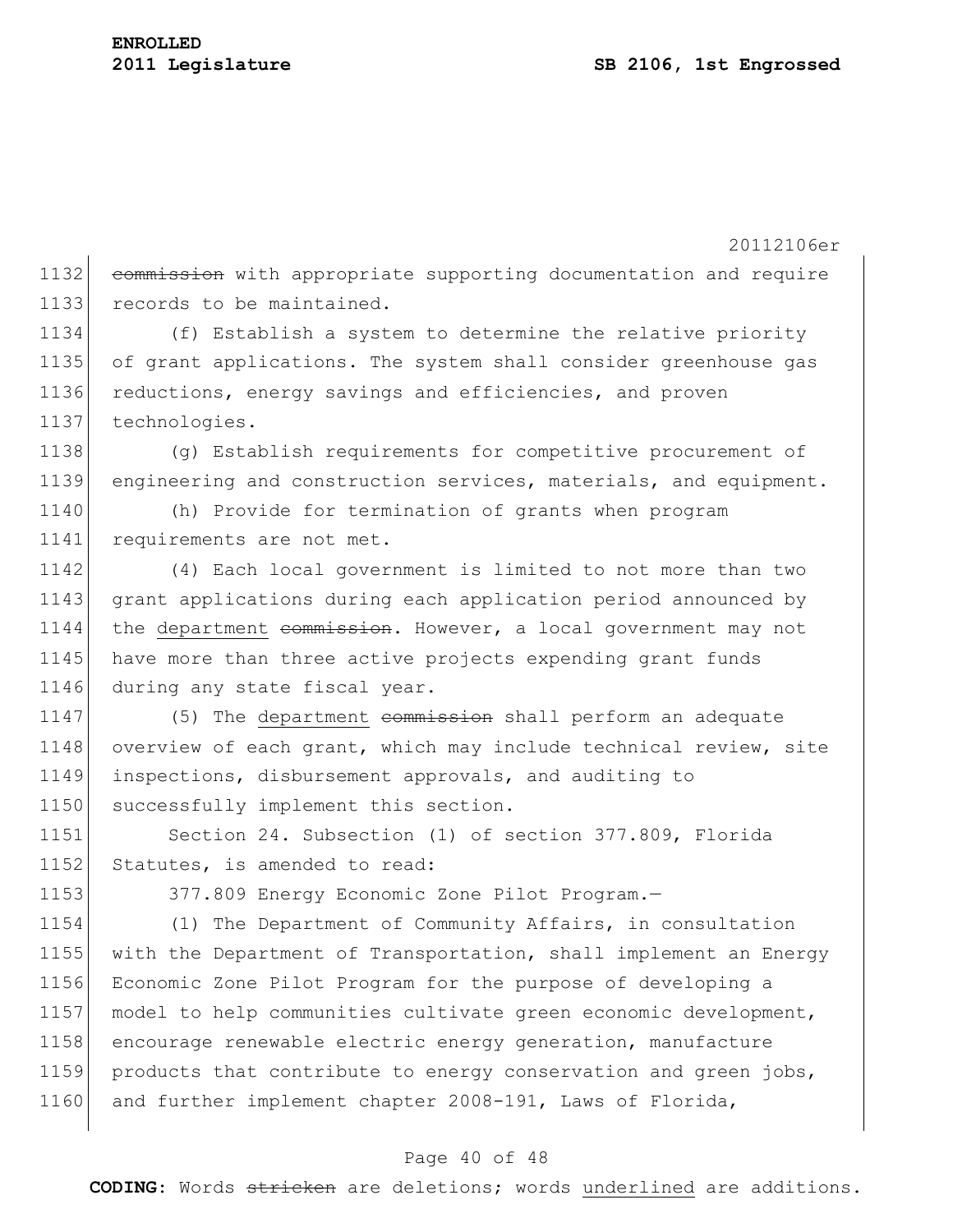~~commission~~ with appropriate supporting documentation and require records to be maintained.

(f) Establish a system to determine the relative priority of grant applications. The system shall consider greenhouse gas reductions, energy savings and efficiencies, and proven technologies.

(g) Establish requirements for competitive procurement of engineering and construction services, materials, and equipment.

(h) Provide for termination of grants when program requirements are not met.

(4) Each local government is limited to not more than two grant applications during each application period announced by the <u>department</u> ~~commission~~. However, a local government may not have more than three active projects expending grant funds during any state fiscal year.

(5) The <u>department</u> ~~commission~~ shall perform an adequate overview of each grant, which may include technical review, site inspections, disbursement approvals, and auditing to successfully implement this section.

Section 24. Subsection (1) of section 377.809, Florida Statutes, is amended to read:

377.809 Energy Economic Zone Pilot Program.—

(1) The Department of Community Affairs, in consultation with the Department of Transportation, shall implement an Energy Economic Zone Pilot Program for the purpose of developing a model to help communities cultivate green economic development, encourage renewable electric energy generation, manufacture products that contribute to energy conservation and green jobs, and further implement chapter 2008-191, Laws of Florida,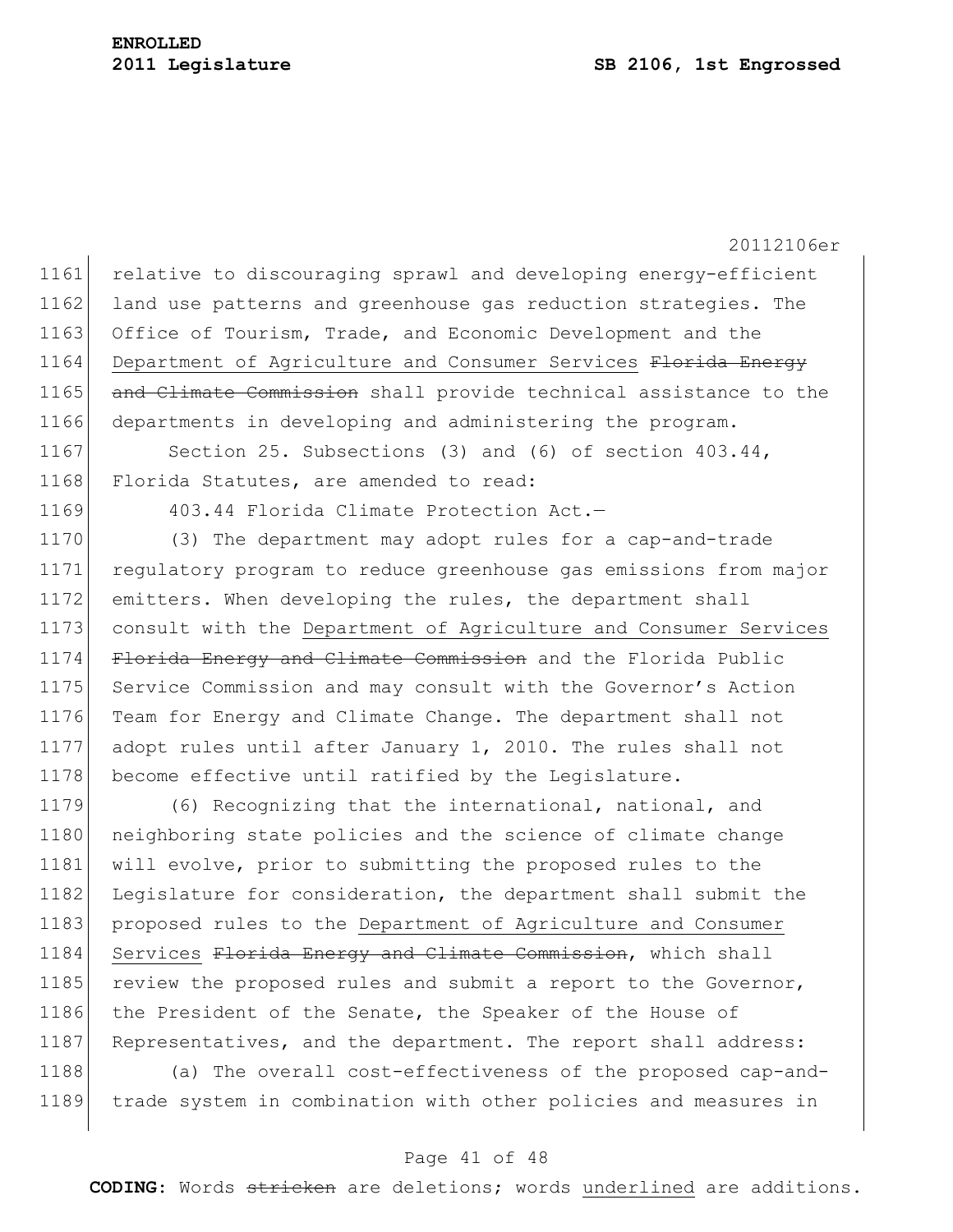relative to discouraging sprawl and developing energy-efficient land use patterns and greenhouse gas reduction strategies. The Office of Tourism, Trade, and Economic Development and the <u>Department of Agriculture and Consumer Services</u> ~~Florida Energy and Climate Commission~~ shall provide technical assistance to the departments in developing and administering the program.

Section 25. Subsections (3) and (6) of section 403.44, Florida Statutes, are amended to read:

403.44 Florida Climate Protection Act.—

(3) The department may adopt rules for a cap-and-trade regulatory program to reduce greenhouse gas emissions from major emitters. When developing the rules, the department shall consult with the <u>Department of Agriculture and Consumer Services</u> ~~Florida Energy and Climate Commission~~ and the Florida Public Service Commission and may consult with the Governor's Action Team for Energy and Climate Change. The department shall not adopt rules until after January 1, 2010. The rules shall not become effective until ratified by the Legislature.

(6) Recognizing that the international, national, and neighboring state policies and the science of climate change will evolve, prior to submitting the proposed rules to the Legislature for consideration, the department shall submit the proposed rules to the <u>Department of Agriculture and Consumer Services</u> ~~Florida Energy and Climate Commission~~, which shall review the proposed rules and submit a report to the Governor, the President of the Senate, the Speaker of the House of Representatives, and the department. The report shall address:

(a) The overall cost-effectiveness of the proposed cap-and-trade system in combination with other policies and measures in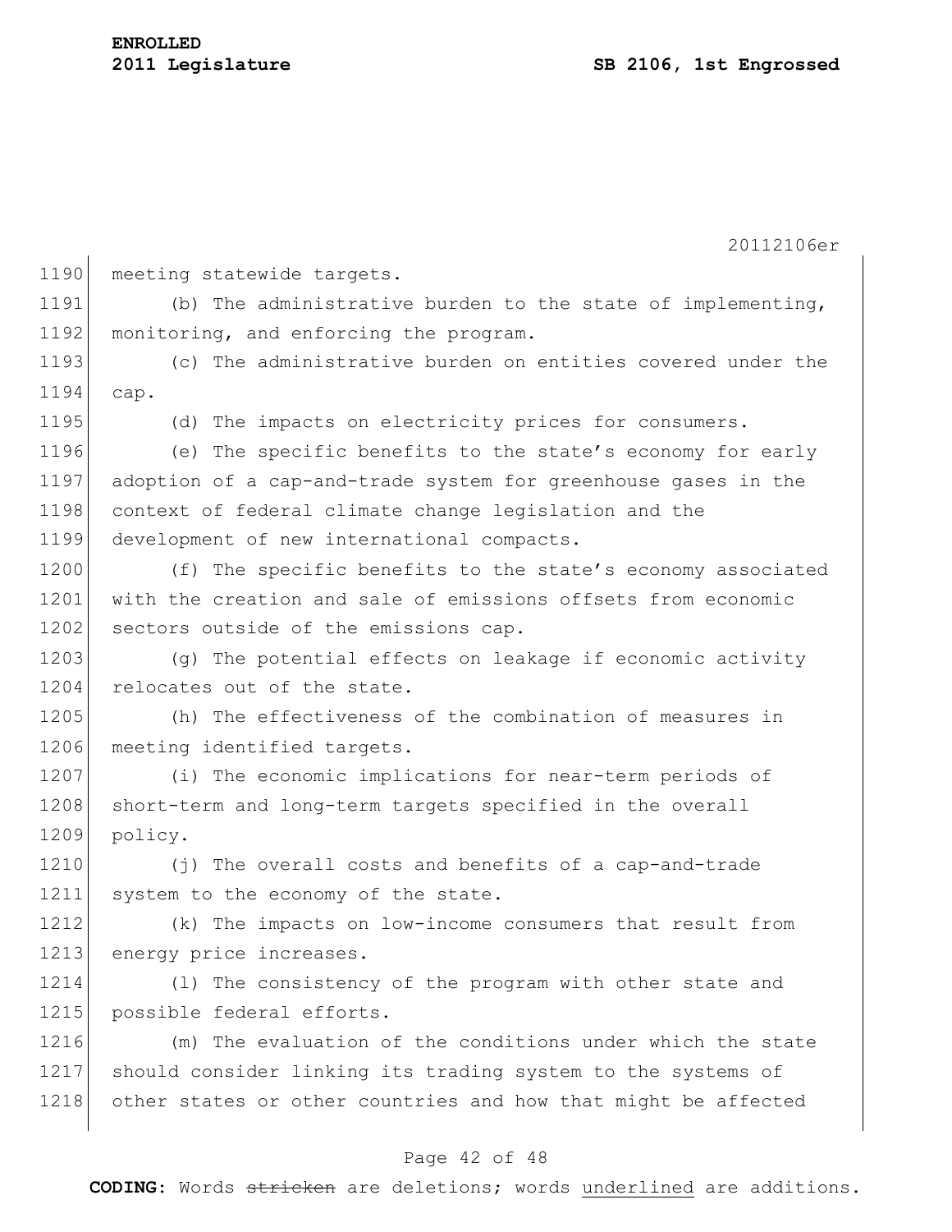meeting statewide targets.

(b) The administrative burden to the state of implementing, monitoring, and enforcing the program.

(c) The administrative burden on entities covered under the cap.

(d) The impacts on electricity prices for consumers.

(e) The specific benefits to the state's economy for early adoption of a cap-and-trade system for greenhouse gases in the context of federal climate change legislation and the development of new international compacts.

(f) The specific benefits to the state's economy associated with the creation and sale of emissions offsets from economic sectors outside of the emissions cap.

(g) The potential effects on leakage if economic activity relocates out of the state.

(h) The effectiveness of the combination of measures in meeting identified targets.

(i) The economic implications for near-term periods of short-term and long-term targets specified in the overall policy.

(j) The overall costs and benefits of a cap-and-trade system to the economy of the state.

(k) The impacts on low-income consumers that result from energy price increases.

(l) The consistency of the program with other state and possible federal efforts.

(m) The evaluation of the conditions under which the state should consider linking its trading system to the systems of other states or other countries and how that might be affected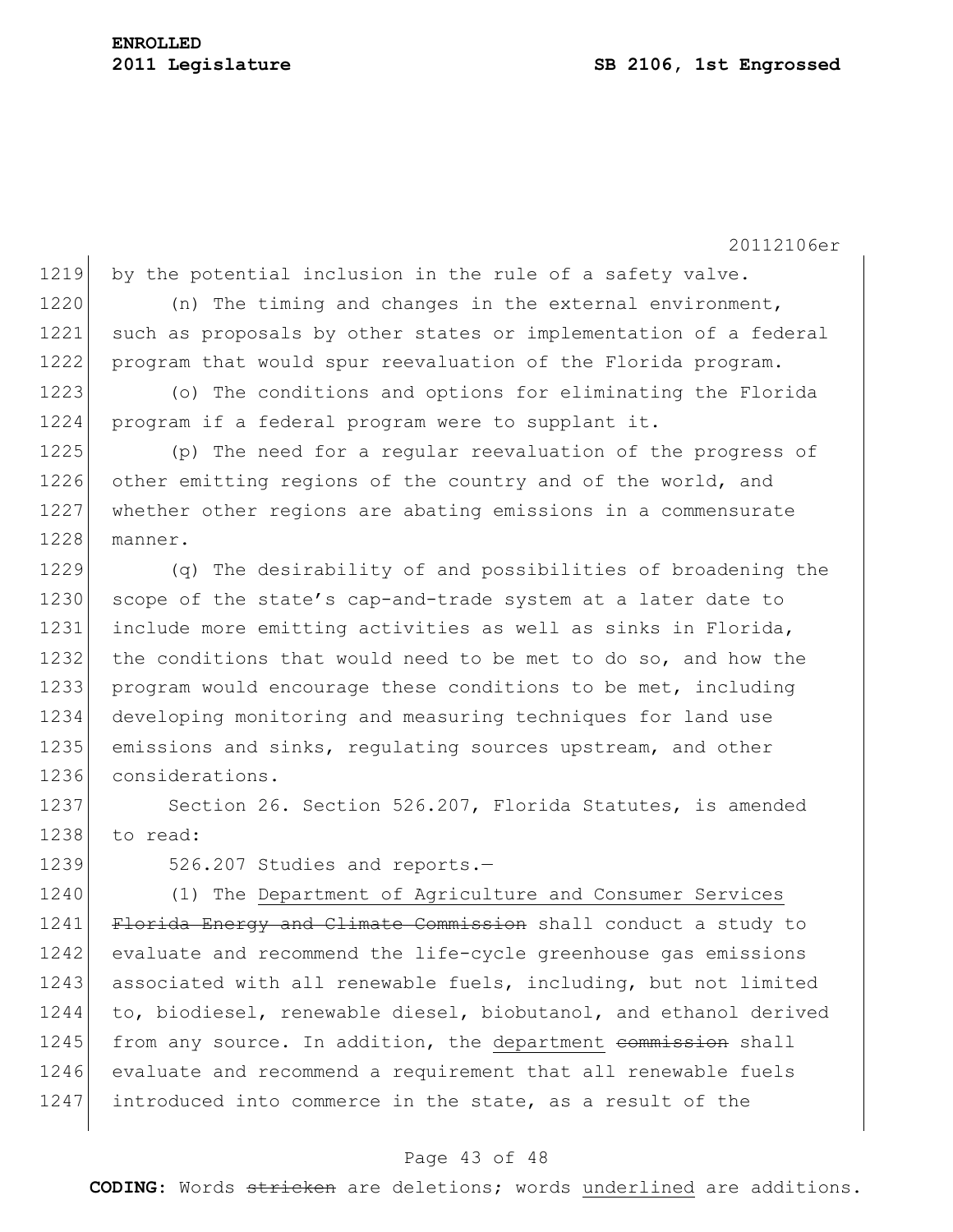by the potential inclusion in the rule of a safety valve.

(n) The timing and changes in the external environment, such as proposals by other states or implementation of a federal program that would spur reevaluation of the Florida program.

(o) The conditions and options for eliminating the Florida program if a federal program were to supplant it.

(p) The need for a regular reevaluation of the progress of other emitting regions of the country and of the world, and whether other regions are abating emissions in a commensurate manner.

(q) The desirability of and possibilities of broadening the scope of the state's cap-and-trade system at a later date to include more emitting activities as well as sinks in Florida, the conditions that would need to be met to do so, and how the program would encourage these conditions to be met, including developing monitoring and measuring techniques for land use emissions and sinks, regulating sources upstream, and other considerations.

Section 26. Section 526.207, Florida Statutes, is amended to read:

526.207 Studies and reports.—

(1) The <u>Department of Agriculture and Consumer Services</u> ~~Florida Energy and Climate Commission~~ shall conduct a study to evaluate and recommend the life-cycle greenhouse gas emissions associated with all renewable fuels, including, but not limited to, biodiesel, renewable diesel, biobutanol, and ethanol derived from any source. In addition, the <u>department</u> ~~commission~~ shall evaluate and recommend a requirement that all renewable fuels introduced into commerce in the state, as a result of the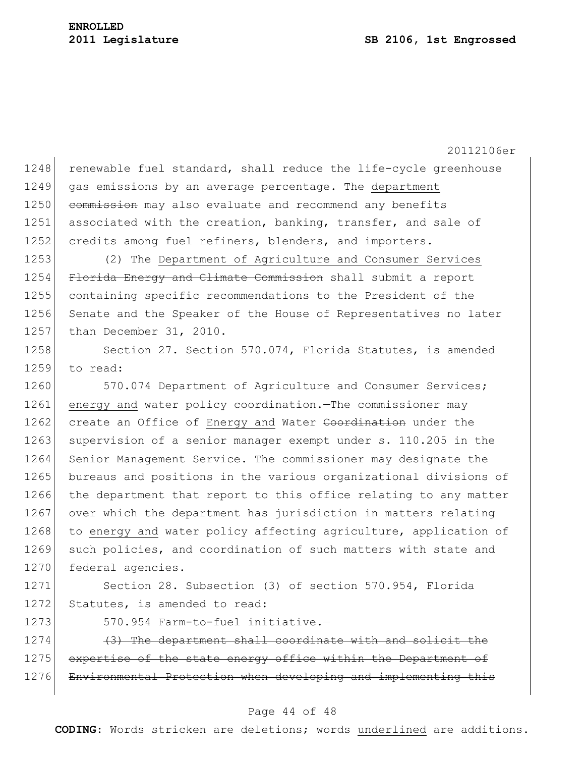renewable fuel standard, shall reduce the life-cycle greenhouse gas emissions by an average percentage. The <u>department</u> ~~commission~~ may also evaluate and recommend any benefits associated with the creation, banking, transfer, and sale of credits among fuel refiners, blenders, and importers.

(2) The <u>Department of Agriculture and Consumer Services</u> ~~Florida Energy and Climate Commission~~ shall submit a report containing specific recommendations to the President of the Senate and the Speaker of the House of Representatives no later than December 31, 2010.

Section 27. Section 570.074, Florida Statutes, is amended to read:

570.074 Department of Agriculture and Consumer Services; <u>energy and</u> water policy ~~coordination~~.—The commissioner may create an Office of <u>Energy and</u> Water ~~Coordination~~ under the supervision of a senior manager exempt under s. 110.205 in the Senior Management Service. The commissioner may designate the bureaus and positions in the various organizational divisions of the department that report to this office relating to any matter over which the department has jurisdiction in matters relating to <u>energy and</u> water policy affecting agriculture, application of such policies, and coordination of such matters with state and federal agencies.

Section 28. Subsection (3) of section 570.954, Florida Statutes, is amended to read:

570.954 Farm-to-fuel initiative.—

~~(3) The department shall coordinate with and solicit the expertise of the state energy office within the Department of Environmental Protection when developing and implementing this~~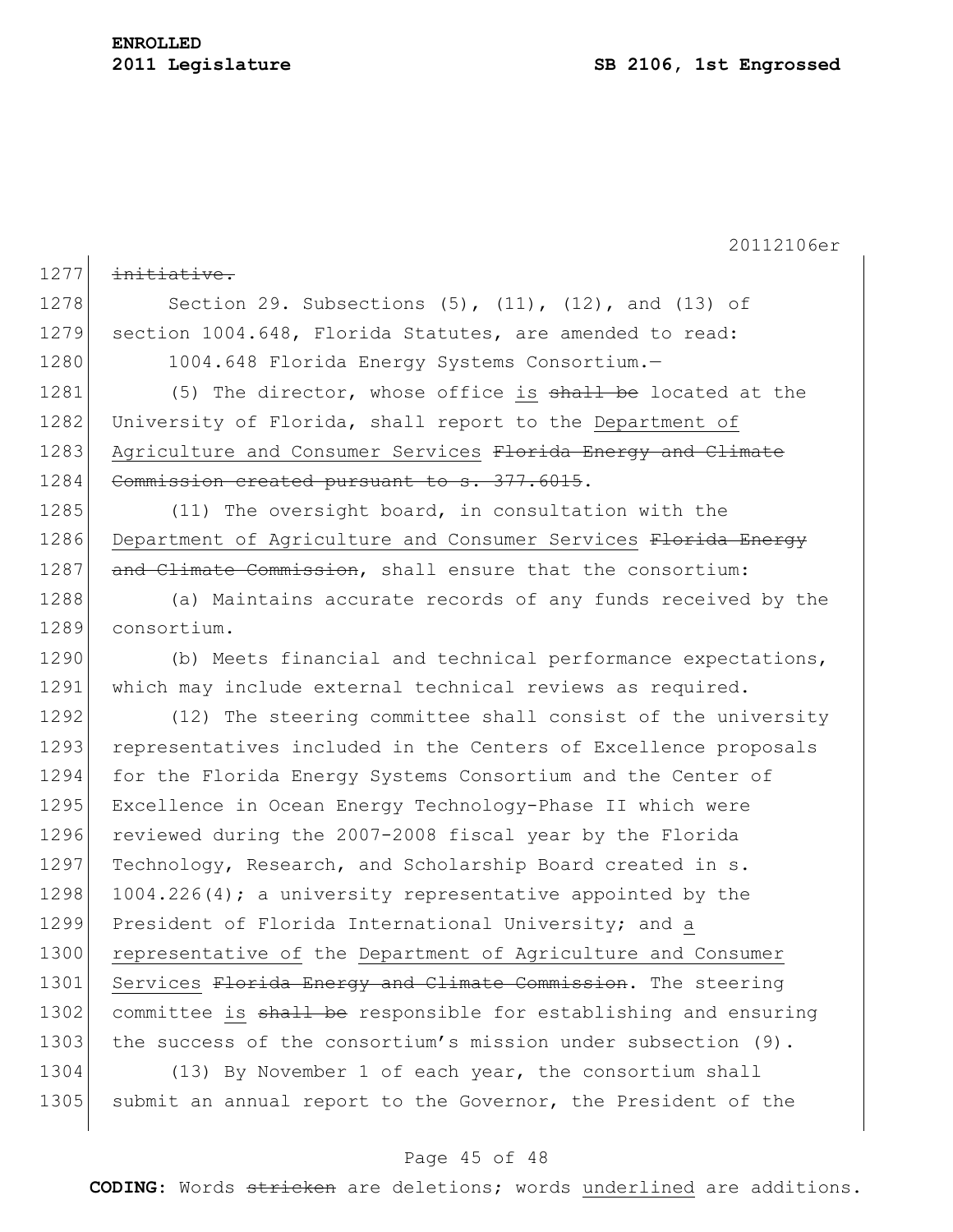~~initiative.~~

Section 29. Subsections (5), (11), (12), and (13) of section 1004.648, Florida Statutes, are amended to read:

1004.648 Florida Energy Systems Consortium.—

(5) The director, whose office is ~~shall be~~ located at the University of Florida, shall report to the Department of Agriculture and Consumer Services ~~Florida Energy and Climate Commission created pursuant to s. 377.6015~~.

(11) The oversight board, in consultation with the Department of Agriculture and Consumer Services ~~Florida Energy and Climate Commission~~, shall ensure that the consortium:

(a) Maintains accurate records of any funds received by the consortium.

(b) Meets financial and technical performance expectations, which may include external technical reviews as required.

(12) The steering committee shall consist of the university representatives included in the Centers of Excellence proposals for the Florida Energy Systems Consortium and the Center of Excellence in Ocean Energy Technology-Phase II which were reviewed during the 2007-2008 fiscal year by the Florida Technology, Research, and Scholarship Board created in s. 1004.226(4); a university representative appointed by the President of Florida International University; and a representative of the Department of Agriculture and Consumer Services ~~Florida Energy and Climate Commission~~. The steering committee is ~~shall be~~ responsible for establishing and ensuring the success of the consortium's mission under subsection (9).

(13) By November 1 of each year, the consortium shall submit an annual report to the Governor, the President of the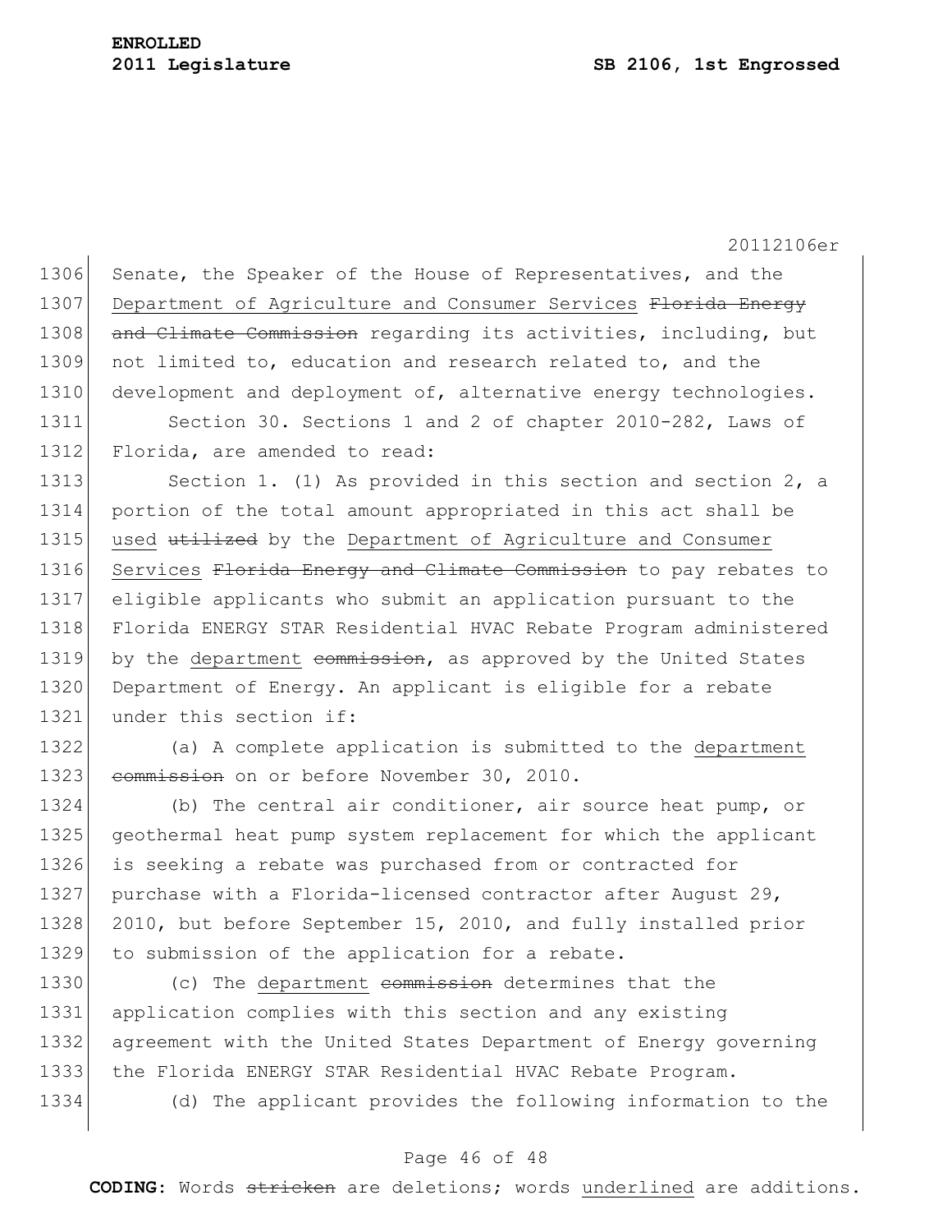Senate, the Speaker of the House of Representatives, and the <u>Department of Agriculture and Consumer Services</u> ~~Florida Energy and Climate Commission~~ regarding its activities, including, but not limited to, education and research related to, and the development and deployment of, alternative energy technologies.

Section 30. Sections 1 and 2 of chapter 2010-282, Laws of Florida, are amended to read:

Section 1. (1) As provided in this section and section 2, a portion of the total amount appropriated in this act shall be <u>used</u> ~~utilized~~ by the <u>Department of Agriculture and Consumer Services</u> ~~Florida Energy and Climate Commission~~ to pay rebates to eligible applicants who submit an application pursuant to the Florida ENERGY STAR Residential HVAC Rebate Program administered by the <u>department</u> ~~commission~~, as approved by the United States Department of Energy. An applicant is eligible for a rebate under this section if:

(a) A complete application is submitted to the <u>department</u> ~~commission~~ on or before November 30, 2010.

(b) The central air conditioner, air source heat pump, or geothermal heat pump system replacement for which the applicant is seeking a rebate was purchased from or contracted for purchase with a Florida-licensed contractor after August 29, 2010, but before September 15, 2010, and fully installed prior to submission of the application for a rebate.

(c) The <u>department</u> ~~commission~~ determines that the application complies with this section and any existing agreement with the United States Department of Energy governing the Florida ENERGY STAR Residential HVAC Rebate Program.

(d) The applicant provides the following information to the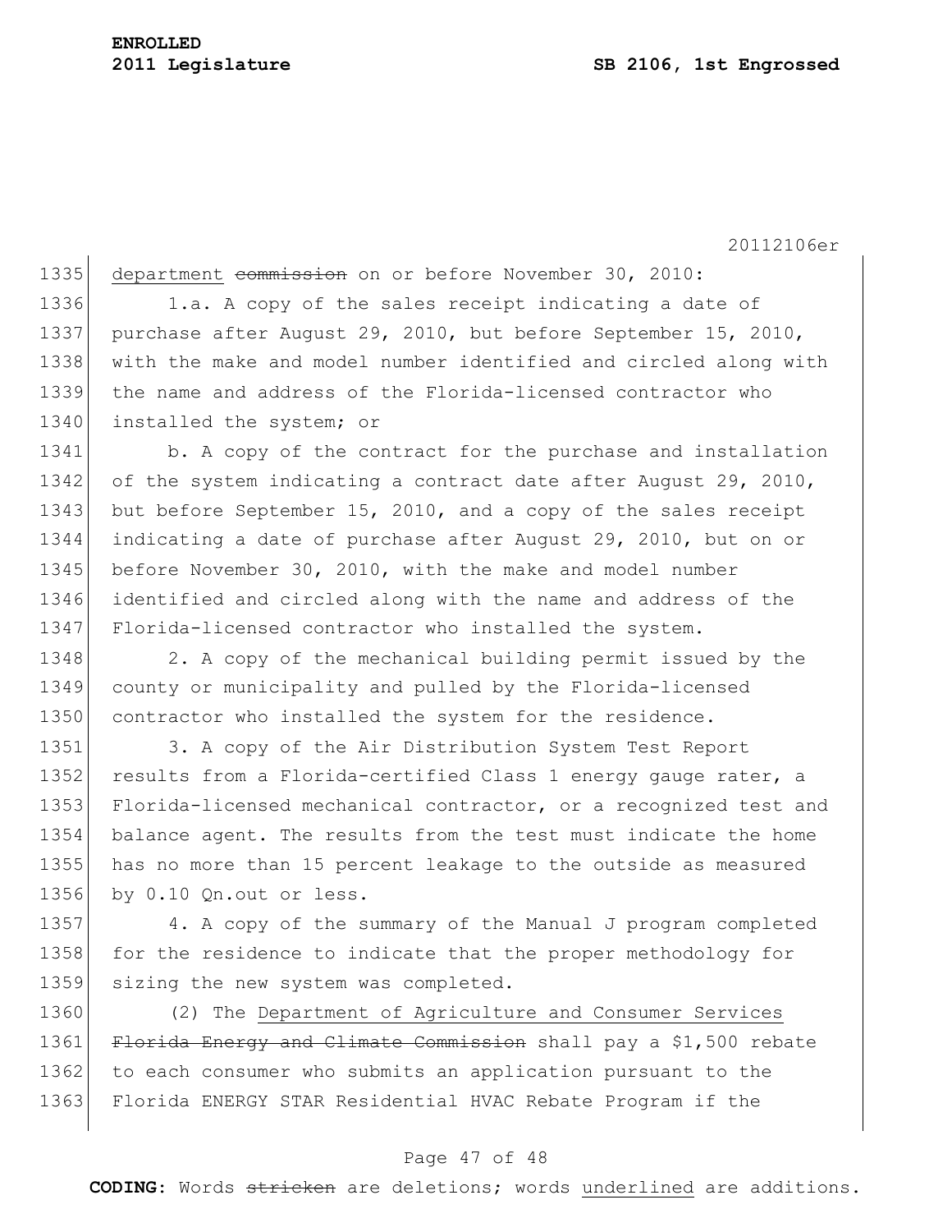department ~~commission~~ on or before November 30, 2010:

1.a. A copy of the sales receipt indicating a date of purchase after August 29, 2010, but before September 15, 2010, with the make and model number identified and circled along with the name and address of the Florida-licensed contractor who installed the system; or

b. A copy of the contract for the purchase and installation of the system indicating a contract date after August 29, 2010, but before September 15, 2010, and a copy of the sales receipt indicating a date of purchase after August 29, 2010, but on or before November 30, 2010, with the make and model number identified and circled along with the name and address of the Florida-licensed contractor who installed the system.

2. A copy of the mechanical building permit issued by the county or municipality and pulled by the Florida-licensed contractor who installed the system for the residence.

3. A copy of the Air Distribution System Test Report results from a Florida-certified Class 1 energy gauge rater, a Florida-licensed mechanical contractor, or a recognized test and balance agent. The results from the test must indicate the home has no more than 15 percent leakage to the outside as measured by 0.10 Qn.out or less.

4. A copy of the summary of the Manual J program completed for the residence to indicate that the proper methodology for sizing the new system was completed.

(2) The <u>Department of Agriculture and Consumer Services</u> ~~Florida Energy and Climate Commission~~ shall pay a $1,500 rebate to each consumer who submits an application pursuant to the Florida ENERGY STAR Residential HVAC Rebate Program if the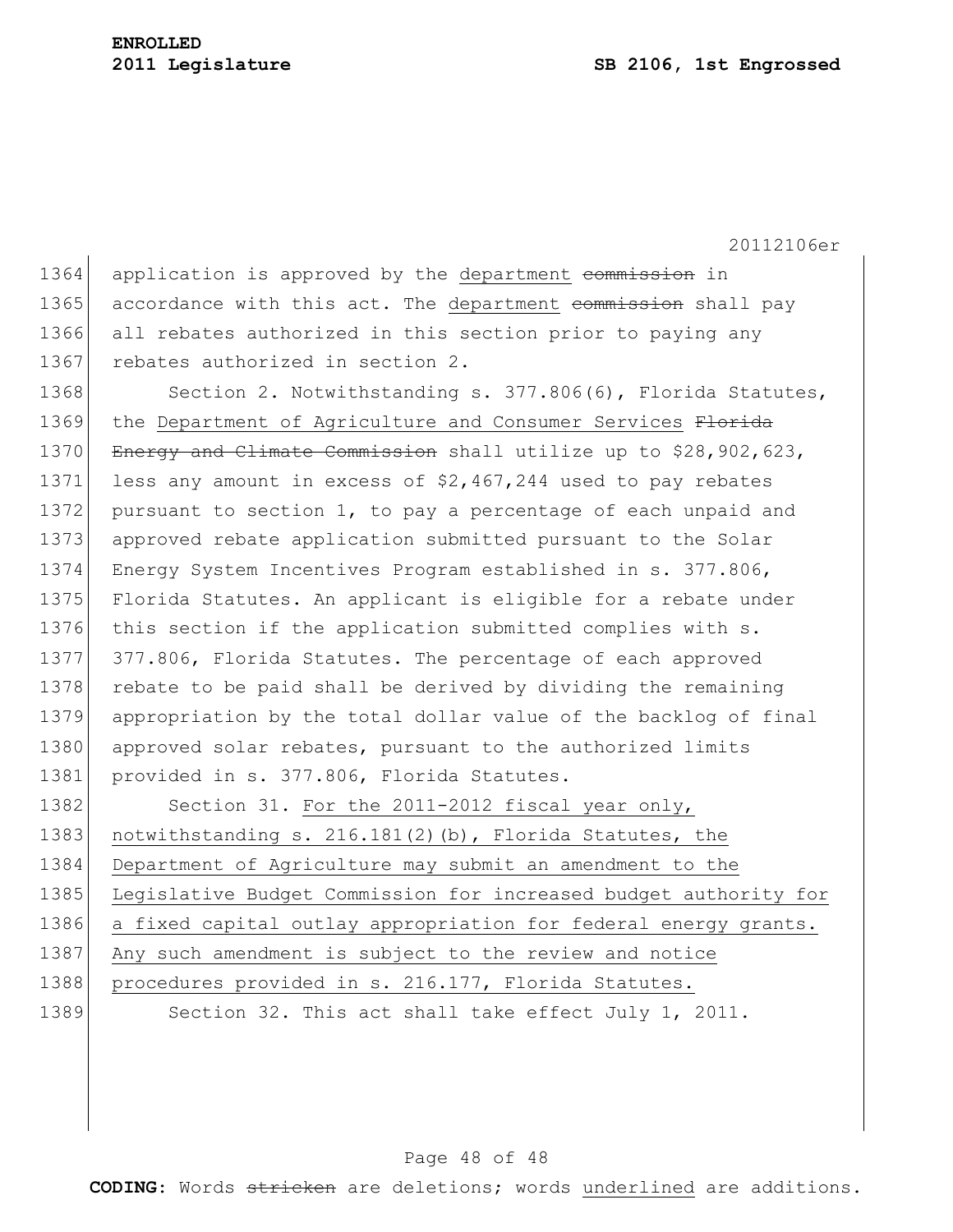application is approved by the department ~~commission~~ in accordance with this act. The department ~~commission~~ shall pay all rebates authorized in this section prior to paying any rebates authorized in section 2.

Section 2. Notwithstanding s. 377.806(6), Florida Statutes, the Department of Agriculture and Consumer Services ~~Florida Energy and Climate Commission~~ shall utilize up to $28,902,623, less any amount in excess of $2,467,244 used to pay rebates pursuant to section 1, to pay a percentage of each unpaid and approved rebate application submitted pursuant to the Solar Energy System Incentives Program established in s. 377.806, Florida Statutes. An applicant is eligible for a rebate under this section if the application submitted complies with s. 377.806, Florida Statutes. The percentage of each approved rebate to be paid shall be derived by dividing the remaining appropriation by the total dollar value of the backlog of final approved solar rebates, pursuant to the authorized limits provided in s. 377.806, Florida Statutes.

Section 31. For the 2011-2012 fiscal year only, notwithstanding s. 216.181(2)(b), Florida Statutes, the Department of Agriculture may submit an amendment to the Legislative Budget Commission for increased budget authority for a fixed capital outlay appropriation for federal energy grants. Any such amendment is subject to the review and notice procedures provided in s. 216.177, Florida Statutes.

Section 32. This act shall take effect July 1, 2011.